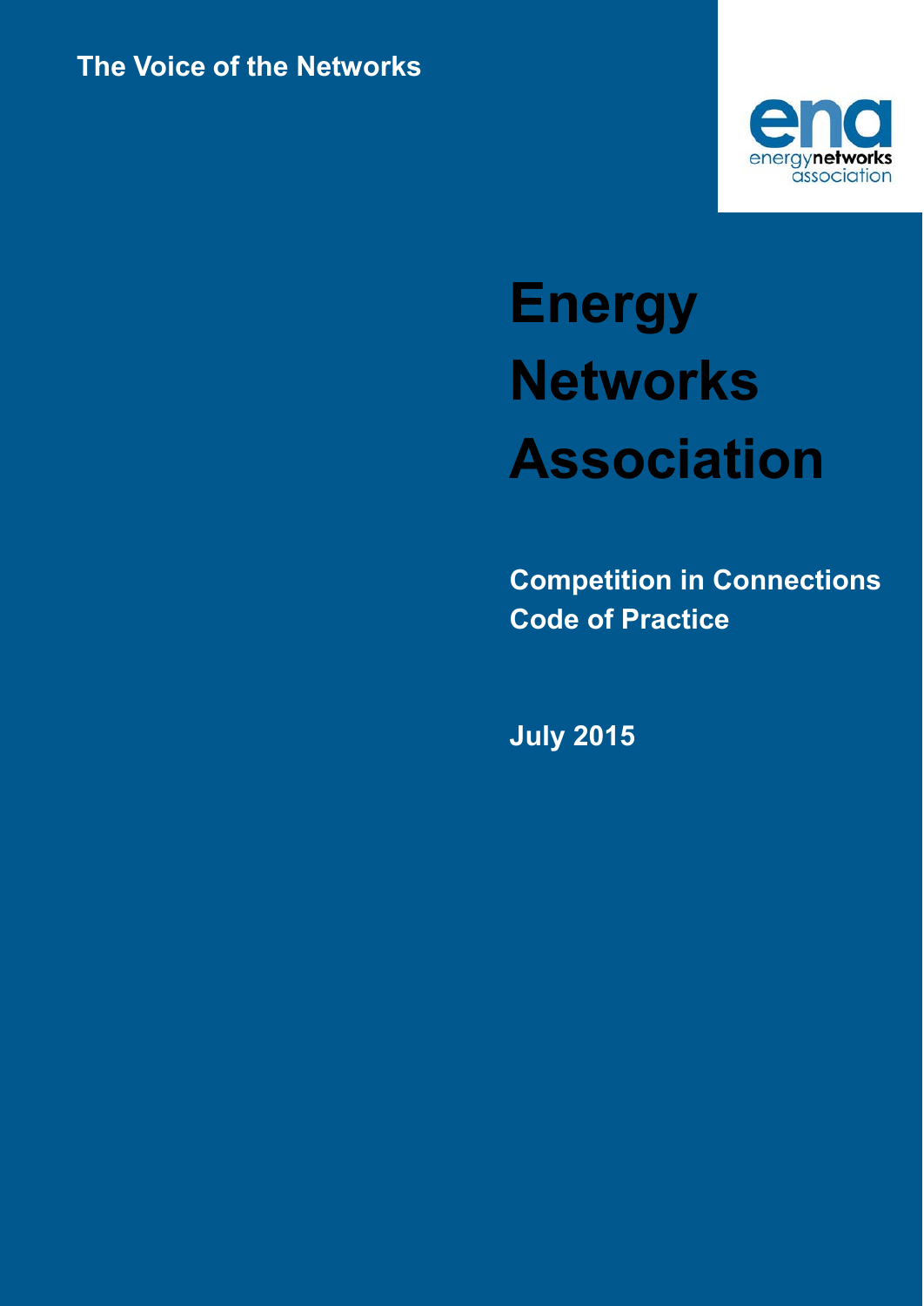The Voice of the Networks

energynetworks association

# Energy Networks Association

## Competition in Connections Code of Practice

July 2015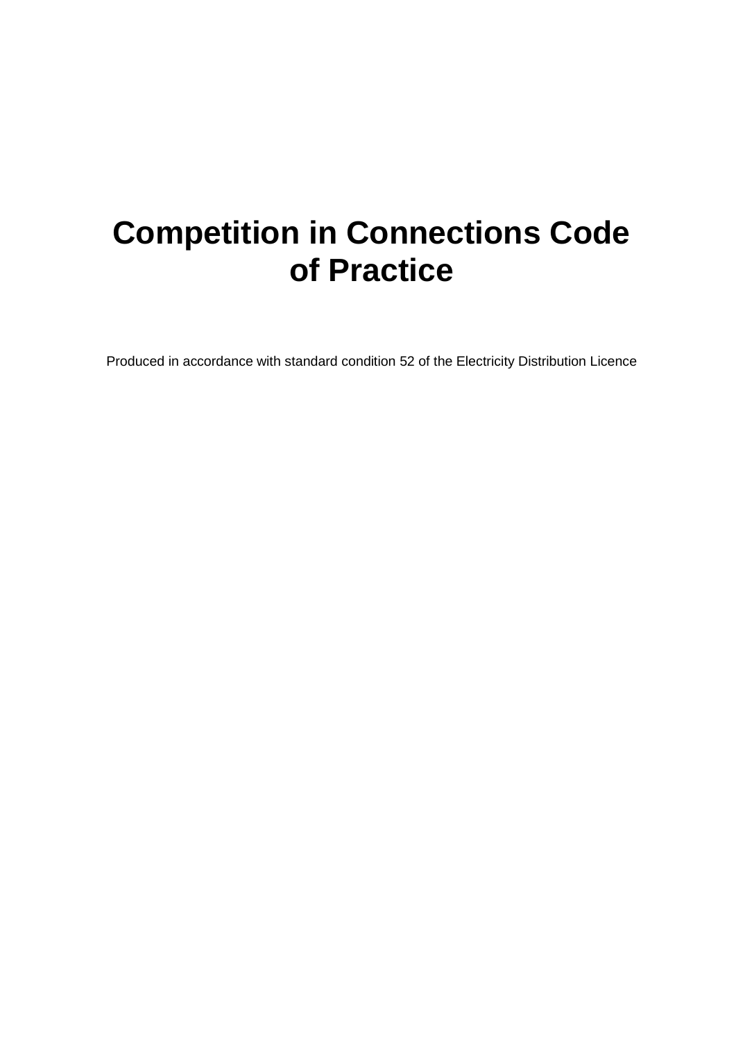# Competition in Connections Code of Practice

Produced in accordance with standard condition 52 of the Electricity Distribution Licence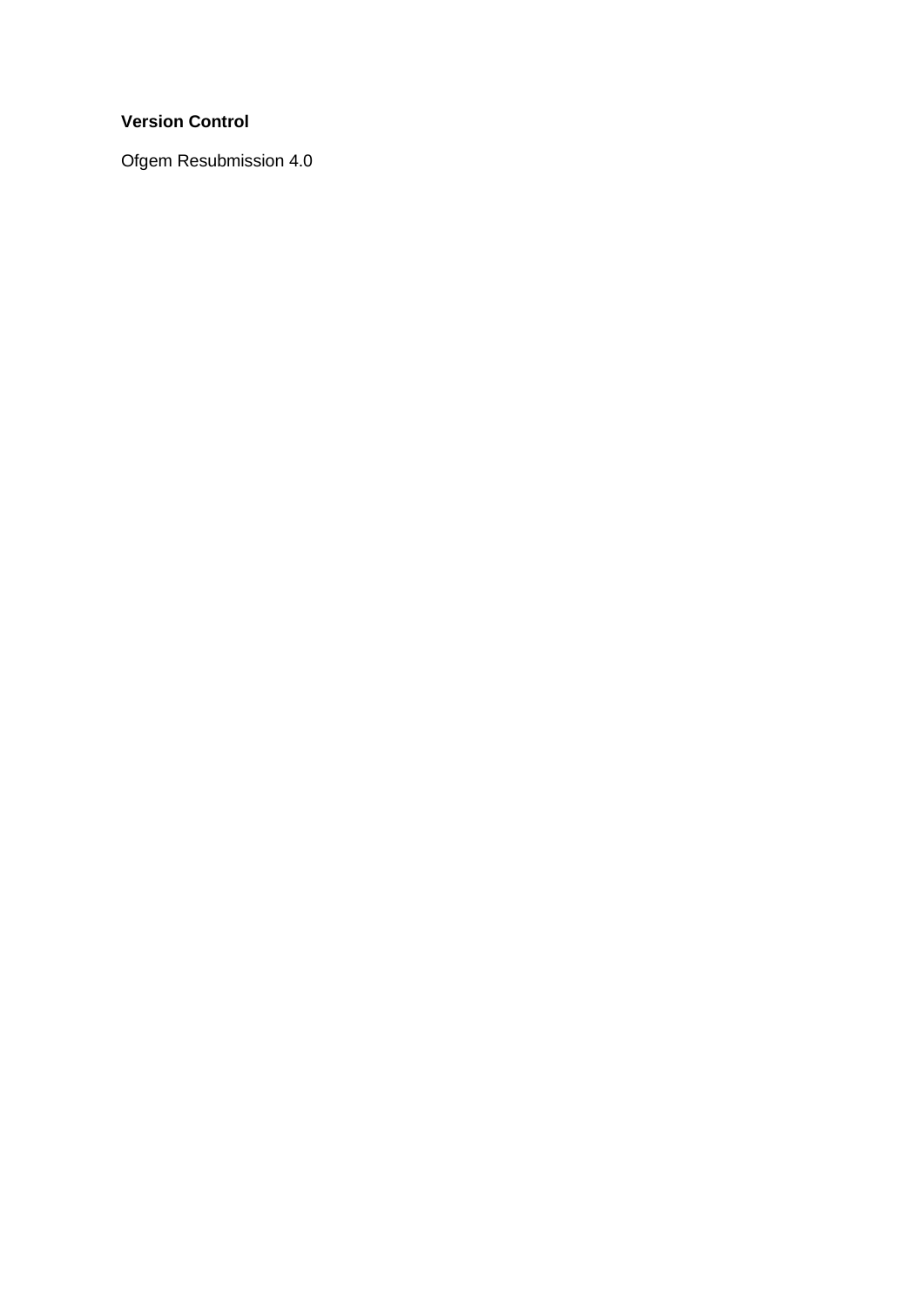**Version Control**

Ofgem Resubmission 4.0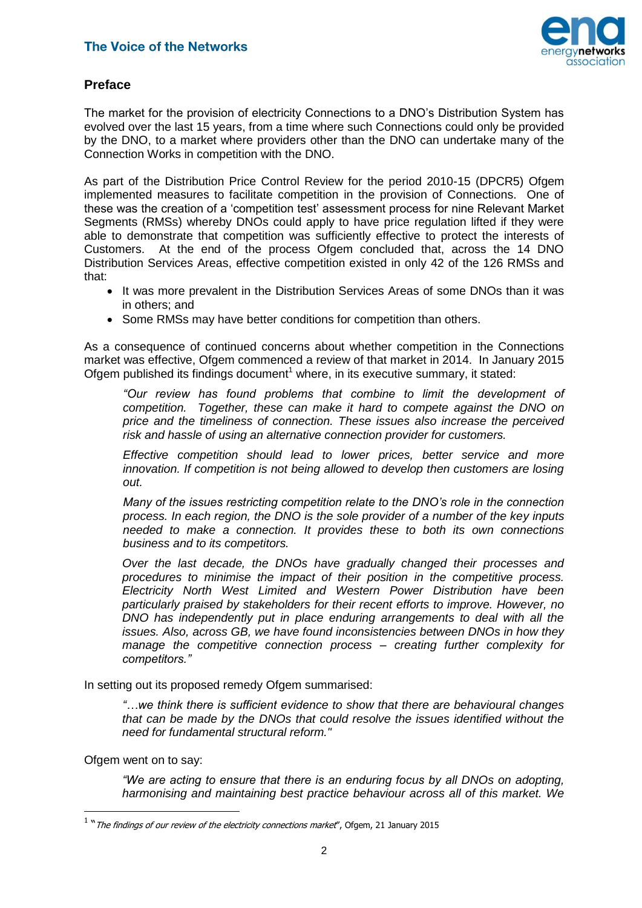## Preface

The market for the provision of electricity Connections to a DNO's Distribution System has evolved over the last 15 years, from a time where such Connections could only be provided by the DNO, to a market where providers other than the DNO can undertake many of the Connection Works in competition with the DNO.

As part of the Distribution Price Control Review for the period 2010-15 (DPCR5) Ofgem implemented measures to facilitate competition in the provision of Connections. One of these was the creation of a 'competition test' assessment process for nine Relevant Market Segments (RMSs) whereby DNOs could apply to have price regulation lifted if they were able to demonstrate that competition was sufficiently effective to protect the interests of Customers. At the end of the process Ofgem concluded that, across the 14 DNO Distribution Services Areas, effective competition existed in only 42 of the 126 RMSs and that:

- It was more prevalent in the Distribution Services Areas of some DNOs than it was in others; and
- Some RMSs may have better conditions for competition than others.

As a consequence of continued concerns about whether competition in the Connections market was effective, Ofgem commenced a review of that market in 2014. In January 2015 Ofgem published its findings document[1] where, in its executive summary, it stated:

> *"Our review has found problems that combine to limit the development of competition. Together, these can make it hard to compete against the DNO on price and the timeliness of connection. These issues also increase the perceived risk and hassle of using an alternative connection provider for customers.*
>
> *Effective competition should lead to lower prices, better service and more innovation. If competition is not being allowed to develop then customers are losing out.*
>
> *Many of the issues restricting competition relate to the DNO's role in the connection process. In each region, the DNO is the sole provider of a number of the key inputs needed to make a connection. It provides these to both its own connections business and to its competitors.*
>
> *Over the last decade, the DNOs have gradually changed their processes and procedures to minimise the impact of their position in the competitive process. Electricity North West Limited and Western Power Distribution have been particularly praised by stakeholders for their recent efforts to improve. However, no DNO has independently put in place enduring arrangements to deal with all the issues. Also, across GB, we have found inconsistencies between DNOs in how they manage the competitive connection process – creating further complexity for competitors."*

In setting out its proposed remedy Ofgem summarised:

> *"…we think there is sufficient evidence to show that there are behavioural changes that can be made by the DNOs that could resolve the issues identified without the need for fundamental structural reform."*

Ofgem went on to say:

> *"We are acting to ensure that there is an enduring focus by all DNOs on adopting, harmonising and maintaining best practice behaviour across all of this market. We*

[1] "*The findings of our review of the electricity connections market*", Ofgem, 21 January 2015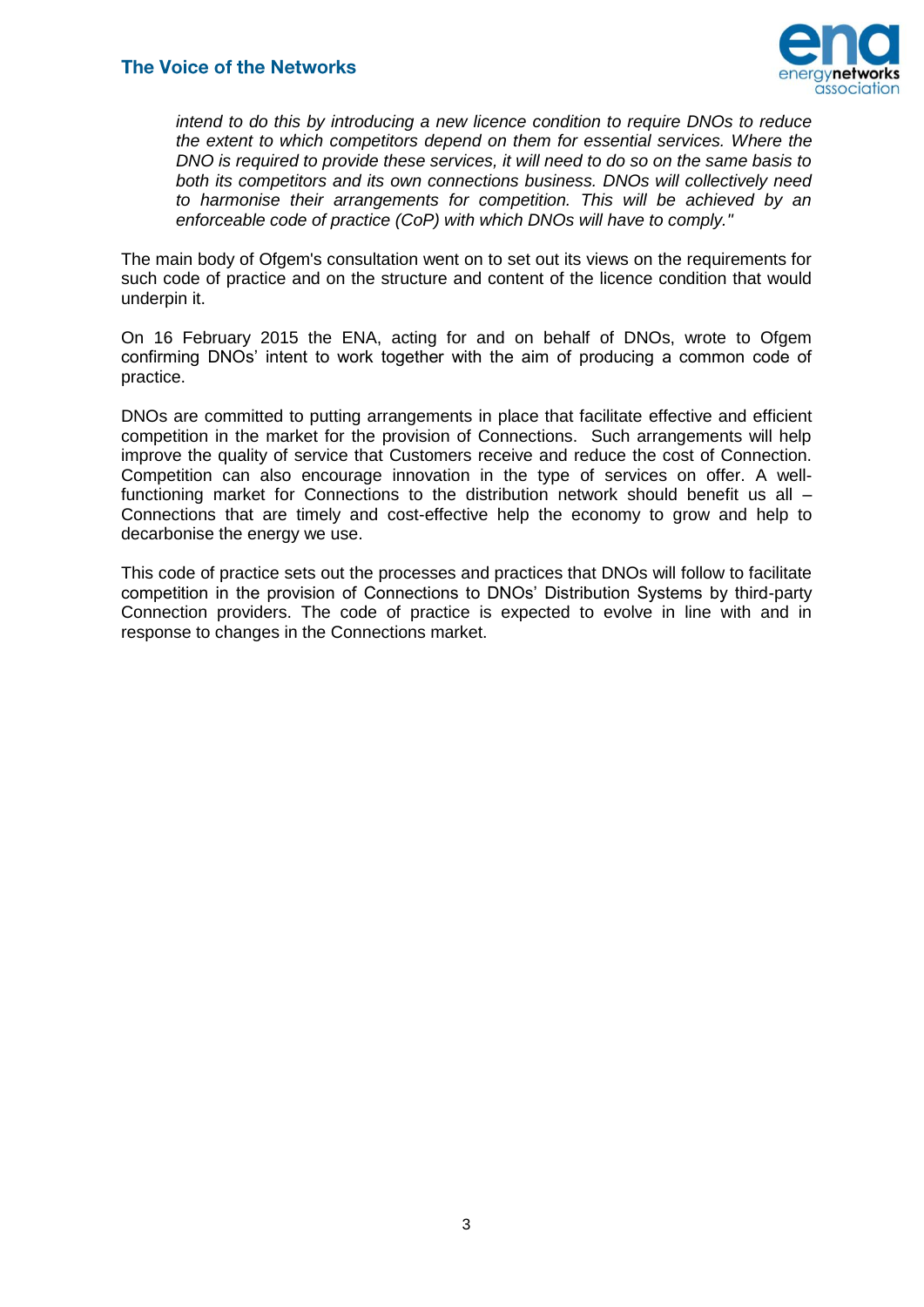> *intend to do this by introducing a new licence condition to require DNOs to reduce the extent to which competitors depend on them for essential services. Where the DNO is required to provide these services, it will need to do so on the same basis to both its competitors and its own connections business. DNOs will collectively need to harmonise their arrangements for competition. This will be achieved by an enforceable code of practice (CoP) with which DNOs will have to comply."*

The main body of Ofgem's consultation went on to set out its views on the requirements for such code of practice and on the structure and content of the licence condition that would underpin it.

On 16 February 2015 the ENA, acting for and on behalf of DNOs, wrote to Ofgem confirming DNOs' intent to work together with the aim of producing a common code of practice.

DNOs are committed to putting arrangements in place that facilitate effective and efficient competition in the market for the provision of Connections. Such arrangements will help improve the quality of service that Customers receive and reduce the cost of Connection. Competition can also encourage innovation in the type of services on offer. A well-functioning market for Connections to the distribution network should benefit us all – Connections that are timely and cost-effective help the economy to grow and help to decarbonise the energy we use.

This code of practice sets out the processes and practices that DNOs will follow to facilitate competition in the provision of Connections to DNOs' Distribution Systems by third-party Connection providers. The code of practice is expected to evolve in line with and in response to changes in the Connections market.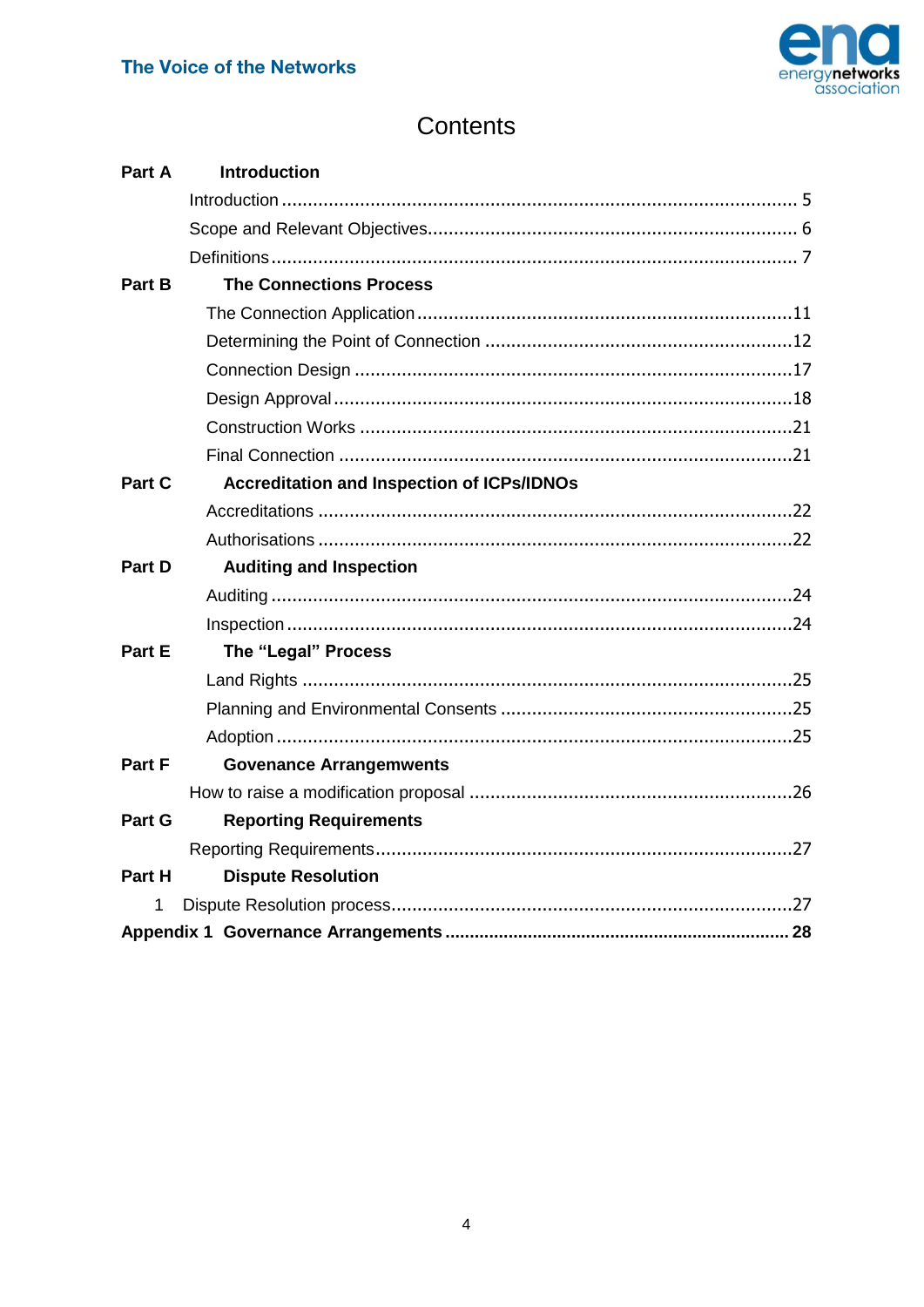# Contents

**Part A Introduction**

Introduction ... 5

Scope and Relevant Objectives ... 6

Definitions ... 7

**Part B The Connections Process**

The Connection Application ... 11

Determining the Point of Connection ... 12

Connection Design ... 17

Design Approval ... 18

Construction Works ... 21

Final Connection ... 21

**Part C Accreditation and Inspection of ICPs/IDNOs**

Accreditations ... 22

Authorisations ... 22

**Part D Auditing and Inspection**

Auditing ... 24

Inspection ... 24

**Part E The "Legal" Process**

Land Rights ... 25

Planning and Environmental Consents ... 25

Adoption ... 25

**Part F Govenance Arrangemwents**

How to raise a modification proposal ... 26

**Part G Reporting Requirements**

Reporting Requirements ... 27

**Part H Dispute Resolution**

1 Dispute Resolution process ... 27

**Appendix 1 Governance Arrangements ... 28**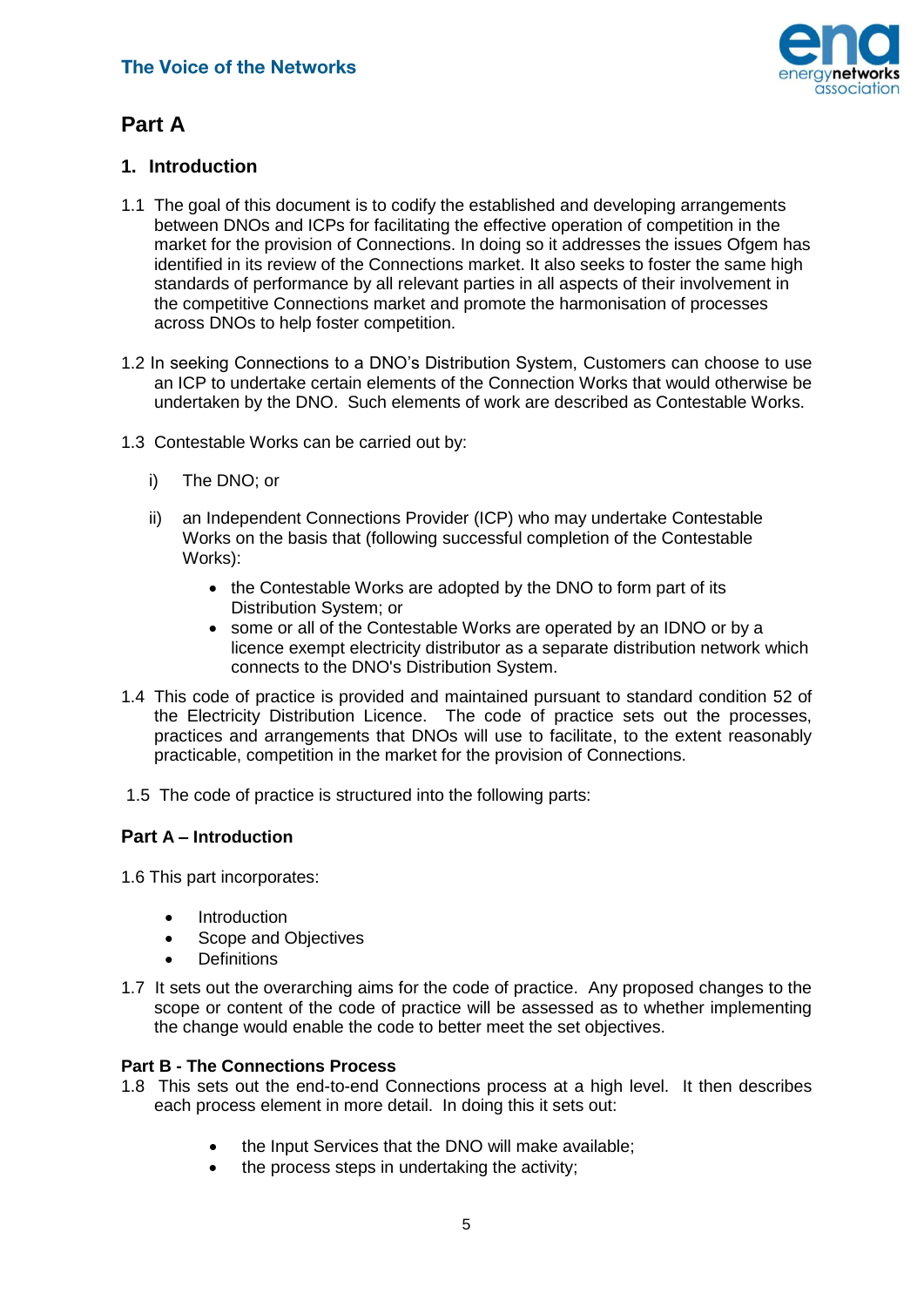# Part A

## 1. Introduction

1.1 The goal of this document is to codify the established and developing arrangements between DNOs and ICPs for facilitating the effective operation of competition in the market for the provision of Connections. In doing so it addresses the issues Ofgem has identified in its review of the Connections market. It also seeks to foster the same high standards of performance by all relevant parties in all aspects of their involvement in the competitive Connections market and promote the harmonisation of processes across DNOs to help foster competition.

1.2 In seeking Connections to a DNO's Distribution System, Customers can choose to use an ICP to undertake certain elements of the Connection Works that would otherwise be undertaken by the DNO. Such elements of work are described as Contestable Works.

1.3 Contestable Works can be carried out by:

i) The DNO; or

ii) an Independent Connections Provider (ICP) who may undertake Contestable Works on the basis that (following successful completion of the Contestable Works):

- the Contestable Works are adopted by the DNO to form part of its Distribution System; or
- some or all of the Contestable Works are operated by an IDNO or by a licence exempt electricity distributor as a separate distribution network which connects to the DNO's Distribution System.

1.4 This code of practice is provided and maintained pursuant to standard condition 52 of the Electricity Distribution Licence. The code of practice sets out the processes, practices and arrangements that DNOs will use to facilitate, to the extent reasonably practicable, competition in the market for the provision of Connections.

1.5 The code of practice is structured into the following parts:

**Part A – Introduction**

1.6 This part incorporates:

- Introduction
- Scope and Objectives
- Definitions

1.7 It sets out the overarching aims for the code of practice. Any proposed changes to the scope or content of the code of practice will be assessed as to whether implementing the change would enable the code to better meet the set objectives.

**Part B - The Connections Process**

1.8 This sets out the end-to-end Connections process at a high level. It then describes each process element in more detail. In doing this it sets out:

- the Input Services that the DNO will make available;
- the process steps in undertaking the activity;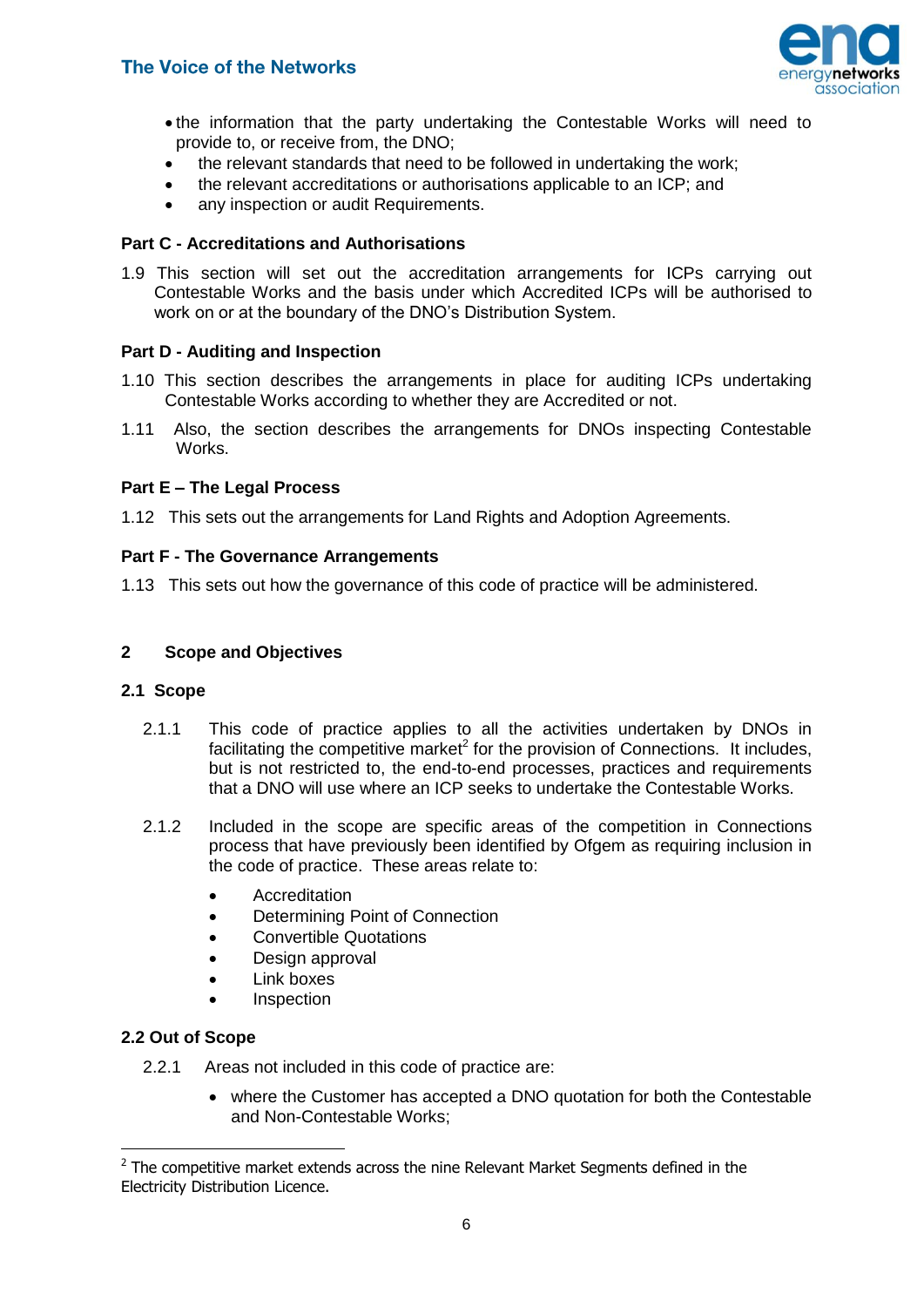- the information that the party undertaking the Contestable Works will need to provide to, or receive from, the DNO;
- the relevant standards that need to be followed in undertaking the work;
- the relevant accreditations or authorisations applicable to an ICP; and
- any inspection or audit Requirements.

**Part C - Accreditations and Authorisations**

1.9 This section will set out the accreditation arrangements for ICPs carrying out Contestable Works and the basis under which Accredited ICPs will be authorised to work on or at the boundary of the DNO's Distribution System.

**Part D - Auditing and Inspection**

1.10 This section describes the arrangements in place for auditing ICPs undertaking Contestable Works according to whether they are Accredited or not.

1.11 Also, the section describes the arrangements for DNOs inspecting Contestable Works.

**Part E – The Legal Process**

1.12 This sets out the arrangements for Land Rights and Adoption Agreements.

**Part F - The Governance Arrangements**

1.13 This sets out how the governance of this code of practice will be administered.

## 2 Scope and Objectives

### 2.1 Scope

2.1.1 This code of practice applies to all the activities undertaken by DNOs in facilitating the competitive market[2] for the provision of Connections. It includes, but is not restricted to, the end-to-end processes, practices and requirements that a DNO will use where an ICP seeks to undertake the Contestable Works.

2.1.2 Included in the scope are specific areas of the competition in Connections process that have previously been identified by Ofgem as requiring inclusion in the code of practice. These areas relate to:

- Accreditation
- Determining Point of Connection
- Convertible Quotations
- Design approval
- Link boxes
- Inspection

### 2.2 Out of Scope

2.2.1 Areas not included in this code of practice are:

- where the Customer has accepted a DNO quotation for both the Contestable and Non-Contestable Works;

[2] The competitive market extends across the nine Relevant Market Segments defined in the Electricity Distribution Licence.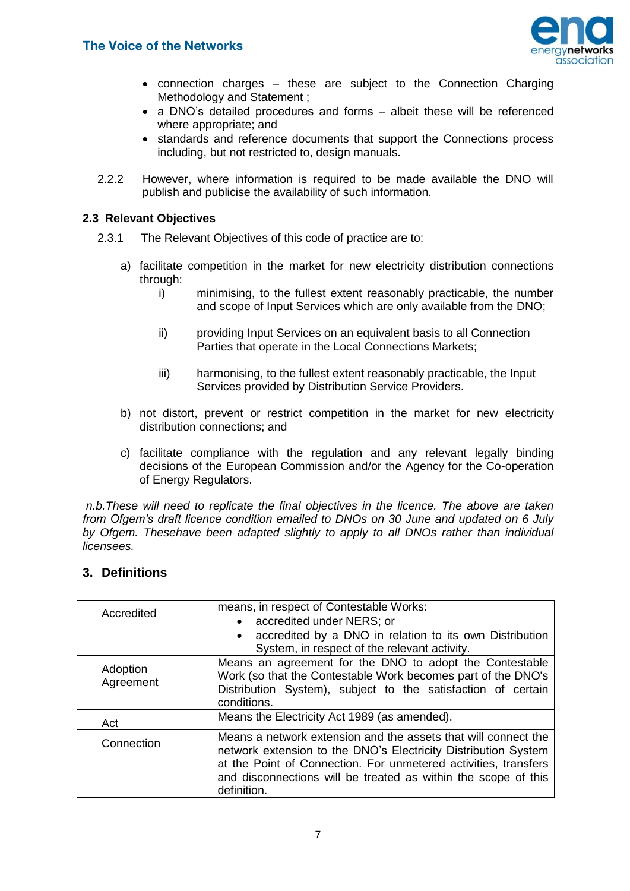- connection charges – these are subject to the Connection Charging Methodology and Statement ;
- a DNO's detailed procedures and forms – albeit these will be referenced where appropriate; and
- standards and reference documents that support the Connections process including, but not restricted to, design manuals.

2.2.2 However, where information is required to be made available the DNO will publish and publicise the availability of such information.

### 2.3 Relevant Objectives

2.3.1 The Relevant Objectives of this code of practice are to:

a) facilitate competition in the market for new electricity distribution connections through:

   i) minimising, to the fullest extent reasonably practicable, the number and scope of Input Services which are only available from the DNO;

   ii) providing Input Services on an equivalent basis to all Connection Parties that operate in the Local Connections Markets;

   iii) harmonising, to the fullest extent reasonably practicable, the Input Services provided by Distribution Service Providers.

b) not distort, prevent or restrict competition in the market for new electricity distribution connections; and

c) facilitate compliance with the regulation and any relevant legally binding decisions of the European Commission and/or the Agency for the Co-operation of Energy Regulators.

*n.b.These will need to replicate the final objectives in the licence. The above are taken from Ofgem's draft licence condition emailed to DNOs on 30 June and updated on 6 July by Ofgem. Thesehave been adapted slightly to apply to all DNOs rather than individual licensees.*

## 3. Definitions

| | |
|---|---|
| Accredited | means, in respect of Contestable Works:<br>• accredited under NERS; or<br>• accredited by a DNO in relation to its own Distribution System, in respect of the relevant activity. |
| Adoption Agreement | Means an agreement for the DNO to adopt the Contestable Work (so that the Contestable Work becomes part of the DNO's Distribution System), subject to the satisfaction of certain conditions. |
| Act | Means the Electricity Act 1989 (as amended). |
| Connection | Means a network extension and the assets that will connect the network extension to the DNO's Electricity Distribution System at the Point of Connection. For unmetered activities, transfers and disconnections will be treated as within the scope of this definition. |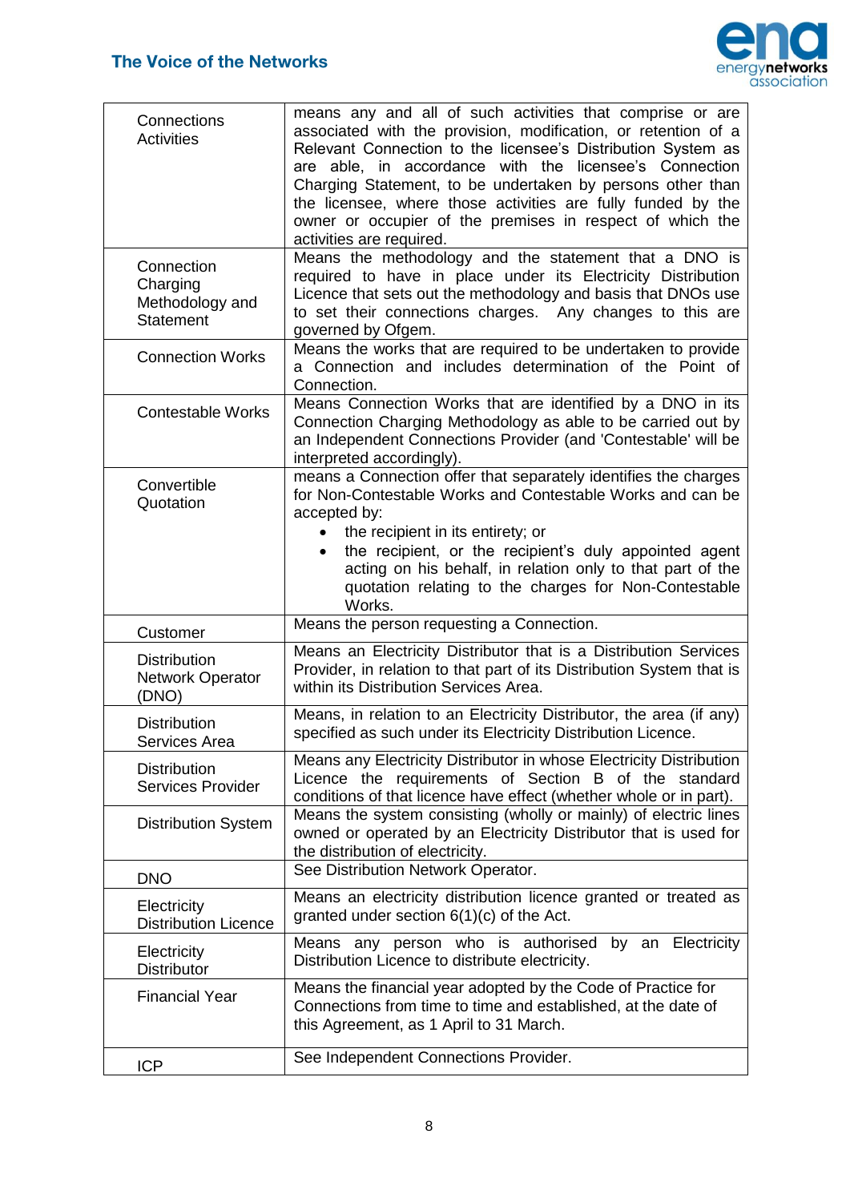| | |
|---|---|
| Connections Activities | means any and all of such activities that comprise or are associated with the provision, modification, or retention of a Relevant Connection to the licensee's Distribution System as are able, in accordance with the licensee's Connection Charging Statement, to be undertaken by persons other than the licensee, where those activities are fully funded by the owner or occupier of the premises in respect of which the activities are required. |
| Connection Charging Methodology and Statement | Means the methodology and the statement that a DNO is required to have in place under its Electricity Distribution Licence that sets out the methodology and basis that DNOs use to set their connections charges. Any changes to this are governed by Ofgem. |
| Connection Works | Means the works that are required to be undertaken to provide a Connection and includes determination of the Point of Connection. |
| Contestable Works | Means Connection Works that are identified by a DNO in its Connection Charging Methodology as able to be carried out by an Independent Connections Provider (and 'Contestable' will be interpreted accordingly). |
| Convertible Quotation | means a Connection offer that separately identifies the charges for Non-Contestable Works and Contestable Works and can be accepted by:<br>• the recipient in its entirety; or<br>• the recipient, or the recipient's duly appointed agent acting on his behalf, in relation only to that part of the quotation relating to the charges for Non-Contestable Works. |
| Customer | Means the person requesting a Connection. |
| Distribution Network Operator (DNO) | Means an Electricity Distributor that is a Distribution Services Provider, in relation to that part of its Distribution System that is within its Distribution Services Area. |
| Distribution Services Area | Means, in relation to an Electricity Distributor, the area (if any) specified as such under its Electricity Distribution Licence. |
| Distribution Services Provider | Means any Electricity Distributor in whose Electricity Distribution Licence the requirements of Section B of the standard conditions of that licence have effect (whether whole or in part). |
| Distribution System | Means the system consisting (wholly or mainly) of electric lines owned or operated by an Electricity Distributor that is used for the distribution of electricity. |
| DNO | See Distribution Network Operator. |
| Electricity Distribution Licence | Means an electricity distribution licence granted or treated as granted under section 6(1)(c) of the Act. |
| Electricity Distributor | Means any person who is authorised by an Electricity Distribution Licence to distribute electricity. |
| Financial Year | Means the financial year adopted by the Code of Practice for Connections from time to time and established, at the date of this Agreement, as 1 April to 31 March. |
| ICP | See Independent Connections Provider. |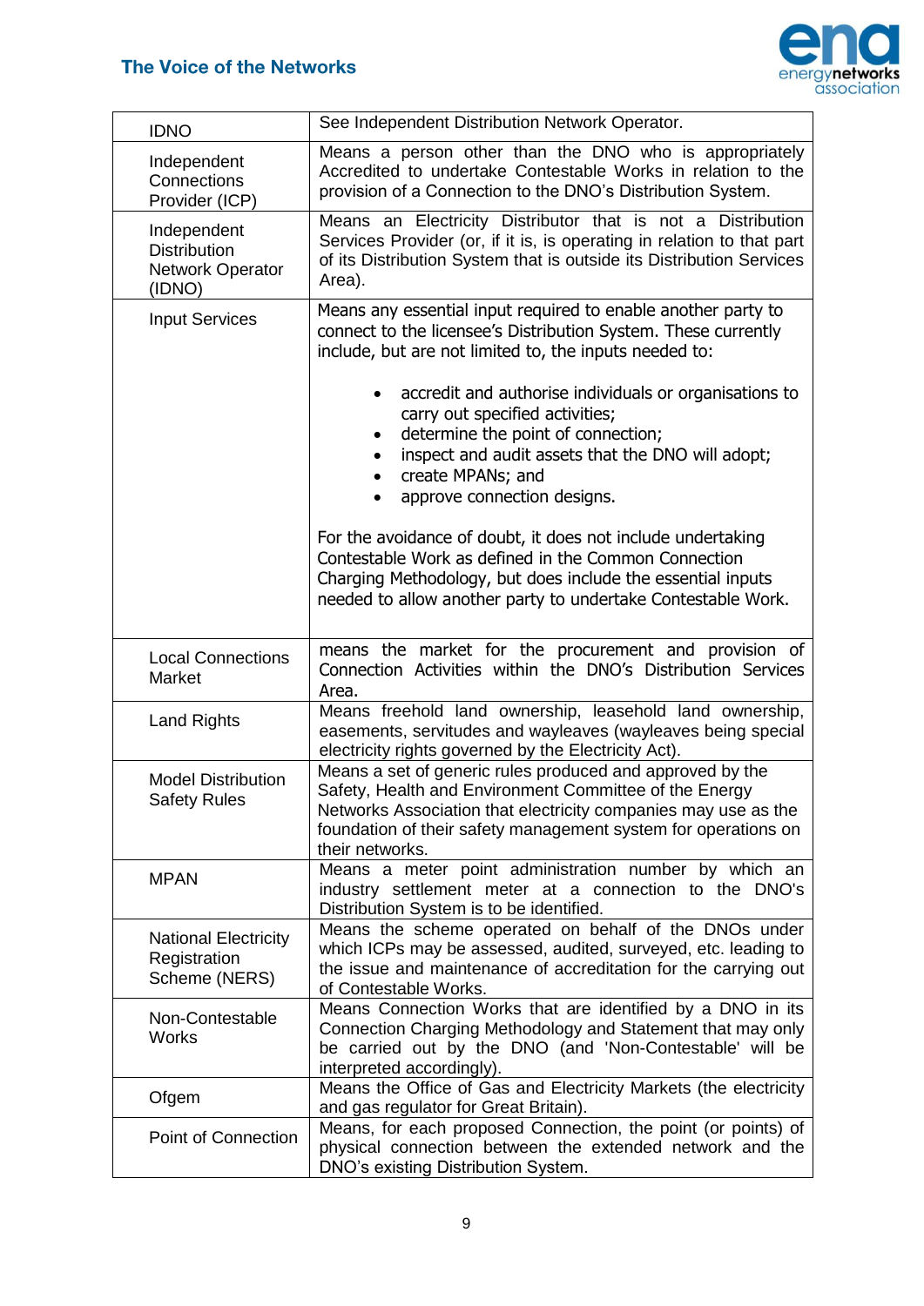| | |
|---|---|
| IDNO | See Independent Distribution Network Operator. |
| Independent Connections Provider (ICP) | Means a person other than the DNO who is appropriately Accredited to undertake Contestable Works in relation to the provision of a Connection to the DNO's Distribution System. |
| Independent Distribution Network Operator (IDNO) | Means an Electricity Distributor that is not a Distribution Services Provider (or, if it is, is operating in relation to that part of its Distribution System that is outside its Distribution Services Area). |
| Input Services | Means any essential input required to enable another party to connect to the licensee's Distribution System. These currently include, but are not limited to, the inputs needed to:<br><br>• accredit and authorise individuals or organisations to carry out specified activities;<br>• determine the point of connection;<br>• inspect and audit assets that the DNO will adopt;<br>• create MPANs; and<br>• approve connection designs.<br><br>For the avoidance of doubt, it does not include undertaking Contestable Work as defined in the Common Connection Charging Methodology, but does include the essential inputs needed to allow another party to undertake Contestable Work. |
| Local Connections Market | means the market for the procurement and provision of Connection Activities within the DNO's Distribution Services Area. |
| Land Rights | Means freehold land ownership, leasehold land ownership, easements, servitudes and wayleaves (wayleaves being special electricity rights governed by the Electricity Act). |
| Model Distribution Safety Rules | Means a set of generic rules produced and approved by the Safety, Health and Environment Committee of the Energy Networks Association that electricity companies may use as the foundation of their safety management system for operations on their networks. |
| MPAN | Means a meter point administration number by which an industry settlement meter at a connection to the DNO's Distribution System is to be identified. |
| National Electricity Registration Scheme (NERS) | Means the scheme operated on behalf of the DNOs under which ICPs may be assessed, audited, surveyed, etc. leading to the issue and maintenance of accreditation for the carrying out of Contestable Works. |
| Non-Contestable Works | Means Connection Works that are identified by a DNO in its Connection Charging Methodology and Statement that may only be carried out by the DNO (and 'Non-Contestable' will be interpreted accordingly). |
| Ofgem | Means the Office of Gas and Electricity Markets (the electricity and gas regulator for Great Britain). |
| Point of Connection | Means, for each proposed Connection, the point (or points) of physical connection between the extended network and the DNO's existing Distribution System. |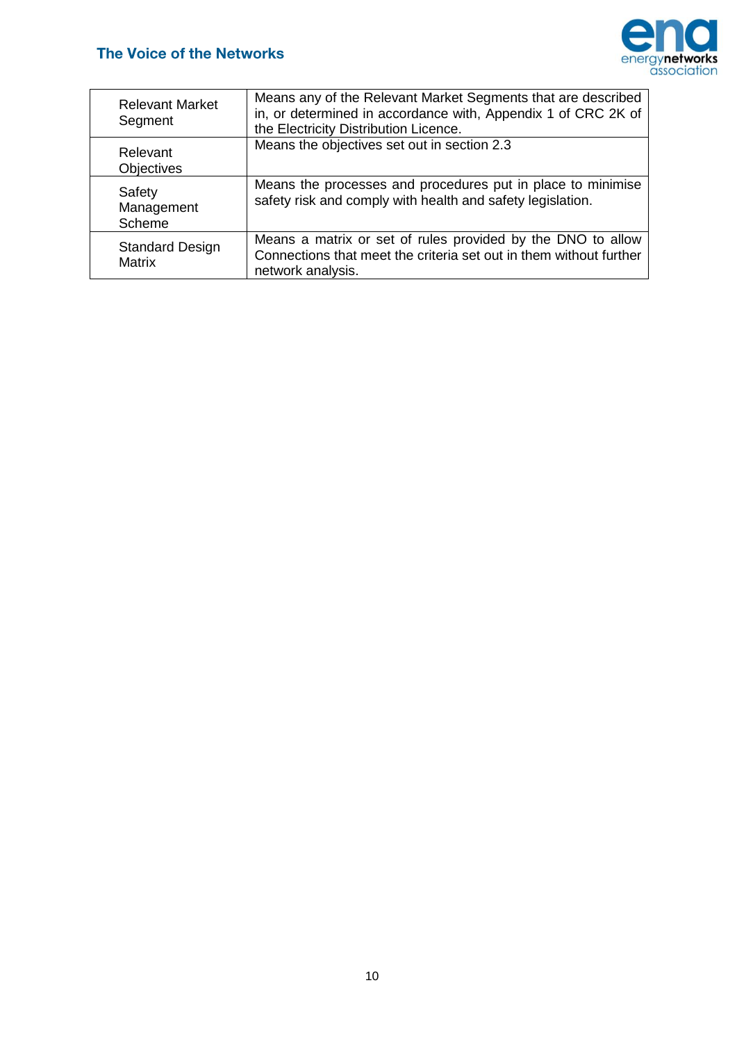| | |
|---|---|
| Relevant Market Segment | Means any of the Relevant Market Segments that are described in, or determined in accordance with, Appendix 1 of CRC 2K of the Electricity Distribution Licence. |
| Relevant Objectives | Means the objectives set out in section 2.3 |
| Safety Management Scheme | Means the processes and procedures put in place to minimise safety risk and comply with health and safety legislation. |
| Standard Design Matrix | Means a matrix or set of rules provided by the DNO to allow Connections that meet the criteria set out in them without further network analysis. |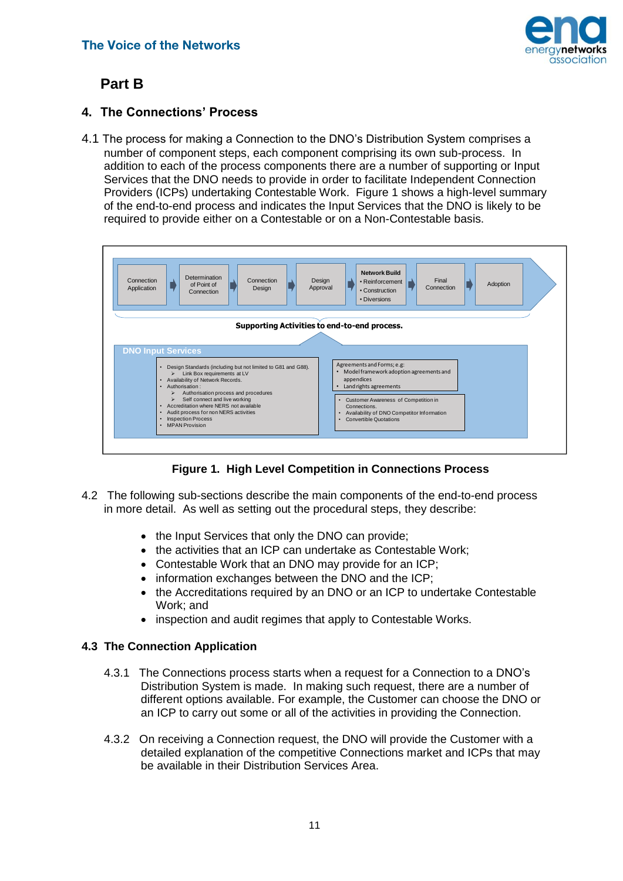# Part B

## 4. The Connections' Process

4.1 The process for making a Connection to the DNO's Distribution System comprises a number of component steps, each component comprising its own sub-process. In addition to each of the process components there are a number of supporting or Input Services that the DNO needs to provide in order to facilitate Independent Connection Providers (ICPs) undertaking Contestable Work. Figure 1 shows a high-level summary of the end-to-end process and indicates the Input Services that the DNO is likely to be required to provide either on a Contestable or on a Non-Contestable basis.

Connection Application → Determination of Point of Connection → Connection Design → Design Approval → Network Build (• Reinforcement • Construction • Diversions) → Final Connection → Adoption

**Supporting Activities to end-to-end process.**

**DNO Input Services**

- Design Standards (including but not limited to G81 and G88).
  - Link Box requirements at LV
- Availability of Network Records.
- Authorisation :
  - Authorisation process and procedures
  - Self connect and live working
- Accreditation where NERS not available
- Audit process for non NERS activities
- Inspection Process
- MPAN Provision

Agreements and Forms; e.g:
- Model framework adoption agreements and appendices
- Land rights agreements

- Customer Awareness of Competition in Connections.
- Availability of DNO Competitor Information
- Convertible Quotations

**Figure 1. High Level Competition in Connections Process**

4.2 The following sub-sections describe the main components of the end-to-end process in more detail. As well as setting out the procedural steps, they describe:

- the Input Services that only the DNO can provide;
- the activities that an ICP can undertake as Contestable Work;
- Contestable Work that an DNO may provide for an ICP;
- information exchanges between the DNO and the ICP;
- the Accreditations required by an DNO or an ICP to undertake Contestable Work; and
- inspection and audit regimes that apply to Contestable Works.

### 4.3 The Connection Application

4.3.1 The Connections process starts when a request for a Connection to a DNO's Distribution System is made. In making such request, there are a number of different options available. For example, the Customer can choose the DNO or an ICP to carry out some or all of the activities in providing the Connection.

4.3.2 On receiving a Connection request, the DNO will provide the Customer with a detailed explanation of the competitive Connections market and ICPs that may be available in their Distribution Services Area.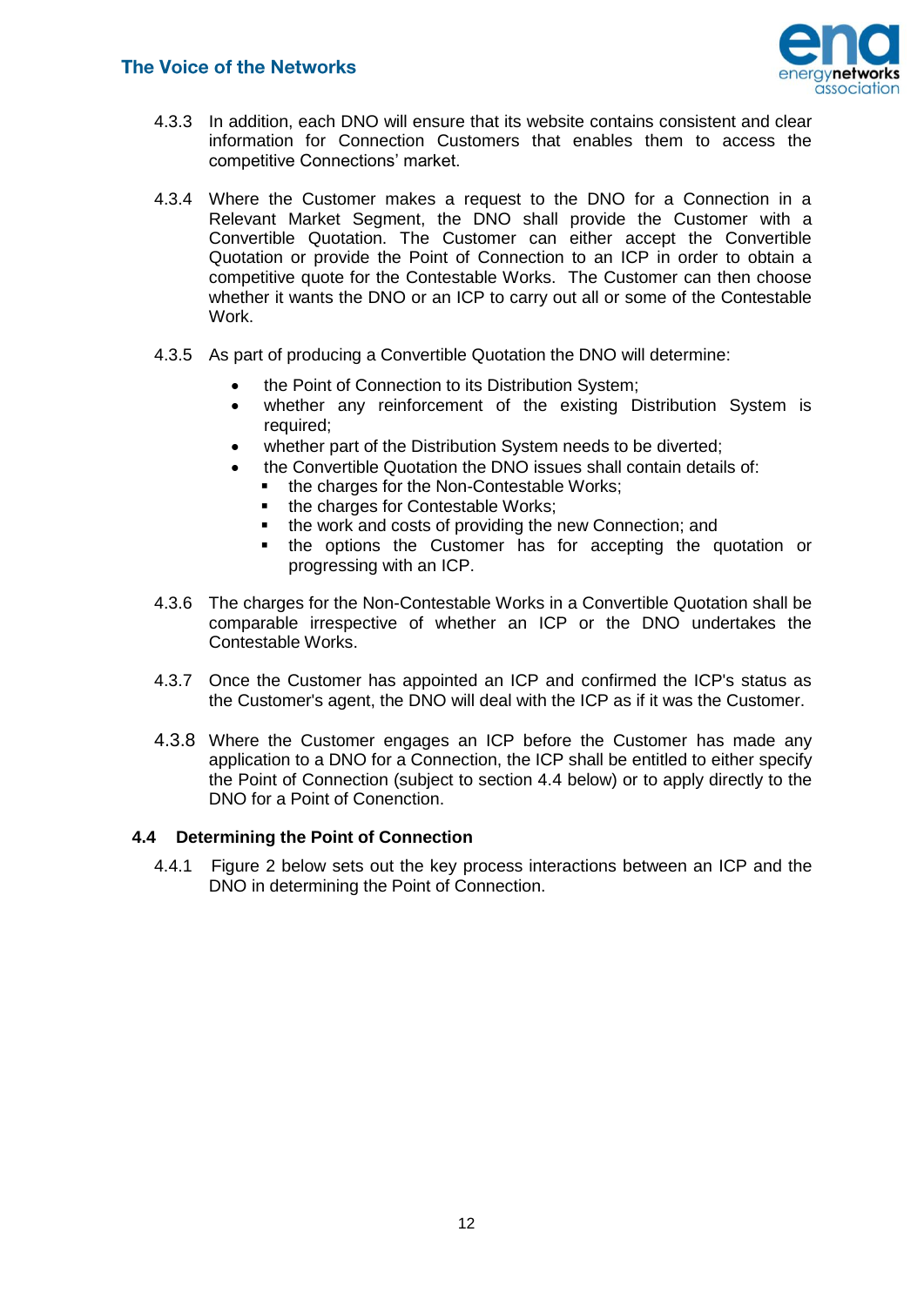4.3.3 In addition, each DNO will ensure that its website contains consistent and clear information for Connection Customers that enables them to access the competitive Connections' market.

4.3.4 Where the Customer makes a request to the DNO for a Connection in a Relevant Market Segment, the DNO shall provide the Customer with a Convertible Quotation. The Customer can either accept the Convertible Quotation or provide the Point of Connection to an ICP in order to obtain a competitive quote for the Contestable Works. The Customer can then choose whether it wants the DNO or an ICP to carry out all or some of the Contestable Work.

4.3.5 As part of producing a Convertible Quotation the DNO will determine:

- the Point of Connection to its Distribution System;
- whether any reinforcement of the existing Distribution System is required;
- whether part of the Distribution System needs to be diverted;
- the Convertible Quotation the DNO issues shall contain details of:
  - the charges for the Non-Contestable Works;
  - the charges for Contestable Works;
  - the work and costs of providing the new Connection; and
  - the options the Customer has for accepting the quotation or progressing with an ICP.

4.3.6 The charges for the Non-Contestable Works in a Convertible Quotation shall be comparable irrespective of whether an ICP or the DNO undertakes the Contestable Works.

4.3.7 Once the Customer has appointed an ICP and confirmed the ICP's status as the Customer's agent, the DNO will deal with the ICP as if it was the Customer.

4.3.8 Where the Customer engages an ICP before the Customer has made any application to a DNO for a Connection, the ICP shall be entitled to either specify the Point of Connection (subject to section 4.4 below) or to apply directly to the DNO for a Point of Conenction.

### 4.4 Determining the Point of Connection

4.4.1 Figure 2 below sets out the key process interactions between an ICP and the DNO in determining the Point of Connection.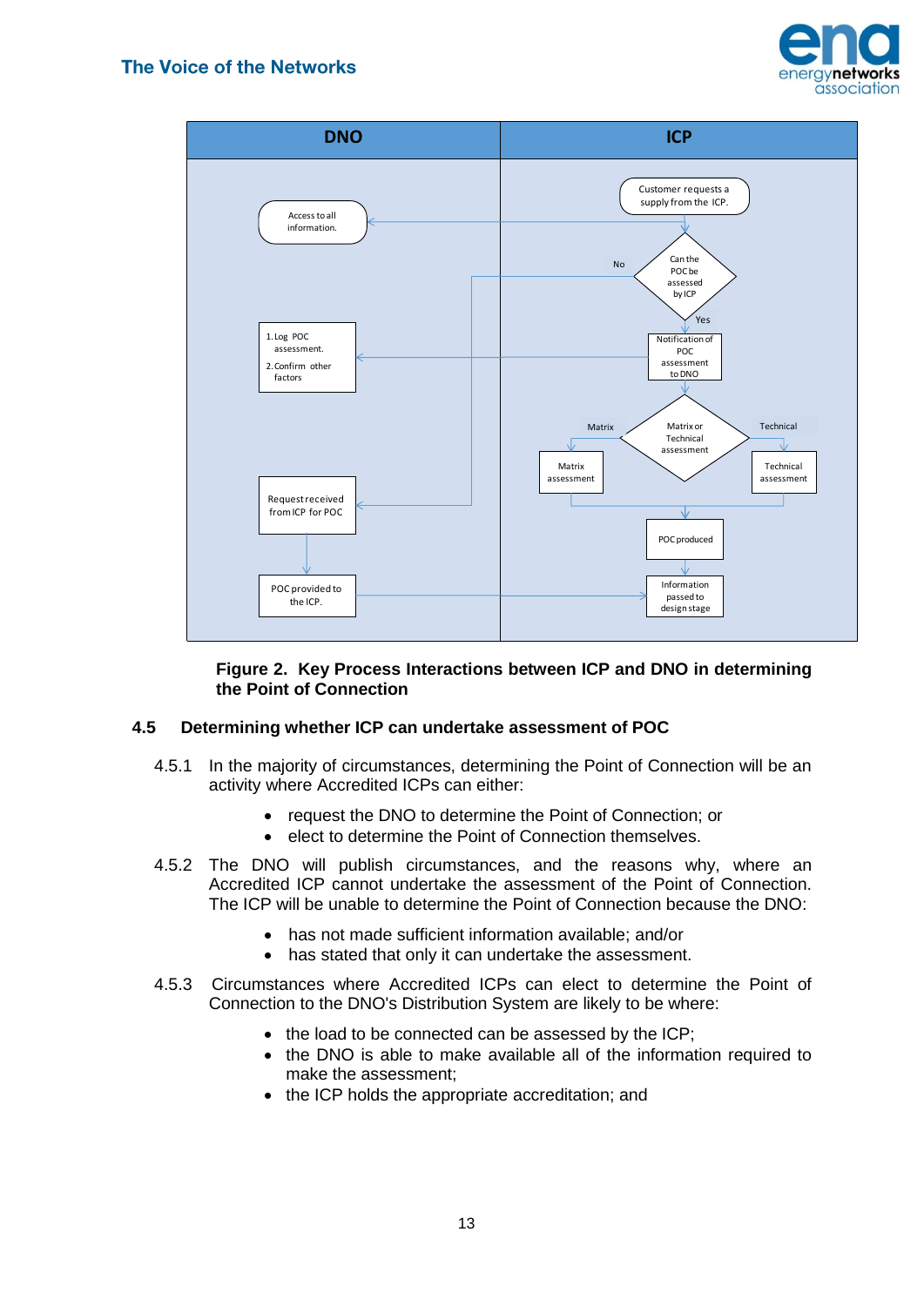**Figure 2. Key Process Interactions between ICP and DNO in determining the Point of Connection**

### 4.5 Determining whether ICP can undertake assessment of POC

4.5.1 In the majority of circumstances, determining the Point of Connection will be an activity where Accredited ICPs can either:

- request the DNO to determine the Point of Connection; or
- elect to determine the Point of Connection themselves.

4.5.2 The DNO will publish circumstances, and the reasons why, where an Accredited ICP cannot undertake the assessment of the Point of Connection. The ICP will be unable to determine the Point of Connection because the DNO:

- has not made sufficient information available; and/or
- has stated that only it can undertake the assessment.

4.5.3 Circumstances where Accredited ICPs can elect to determine the Point of Connection to the DNO's Distribution System are likely to be where:

- the load to be connected can be assessed by the ICP;
- the DNO is able to make available all of the information required to make the assessment;
- the ICP holds the appropriate accreditation; and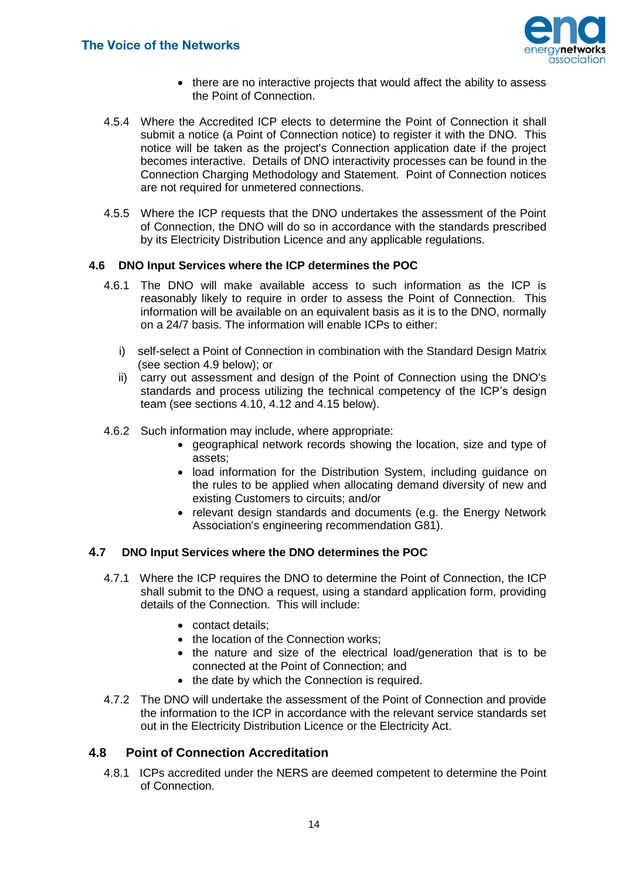- there are no interactive projects that would affect the ability to assess the Point of Connection.

4.5.4 Where the Accredited ICP elects to determine the Point of Connection it shall submit a notice (a Point of Connection notice) to register it with the DNO. This notice will be taken as the project's Connection application date if the project becomes interactive. Details of DNO interactivity processes can be found in the Connection Charging Methodology and Statement. Point of Connection notices are not required for unmetered connections.

4.5.5 Where the ICP requests that the DNO undertakes the assessment of the Point of Connection, the DNO will do so in accordance with the standards prescribed by its Electricity Distribution Licence and any applicable regulations.

### 4.6 DNO Input Services where the ICP determines the POC

4.6.1 The DNO will make available access to such information as the ICP is reasonably likely to require in order to assess the Point of Connection. This information will be available on an equivalent basis as it is to the DNO, normally on a 24/7 basis. The information will enable ICPs to either:

i) self-select a Point of Connection in combination with the Standard Design Matrix (see section 4.9 below); or
ii) carry out assessment and design of the Point of Connection using the DNO's standards and process utilizing the technical competency of the ICP's design team (see sections 4.10, 4.12 and 4.15 below).

4.6.2 Such information may include, where appropriate:

- geographical network records showing the location, size and type of assets;
- load information for the Distribution System, including guidance on the rules to be applied when allocating demand diversity of new and existing Customers to circuits; and/or
- relevant design standards and documents (e.g. the Energy Network Association's engineering recommendation G81).

### 4.7 DNO Input Services where the DNO determines the POC

4.7.1 Where the ICP requires the DNO to determine the Point of Connection, the ICP shall submit to the DNO a request, using a standard application form, providing details of the Connection. This will include:

- contact details;
- the location of the Connection works;
- the nature and size of the electrical load/generation that is to be connected at the Point of Connection; and
- the date by which the Connection is required.

4.7.2 The DNO will undertake the assessment of the Point of Connection and provide the information to the ICP in accordance with the relevant service standards set out in the Electricity Distribution Licence or the Electricity Act.

### 4.8 Point of Connection Accreditation

4.8.1 ICPs accredited under the NERS are deemed competent to determine the Point of Connection.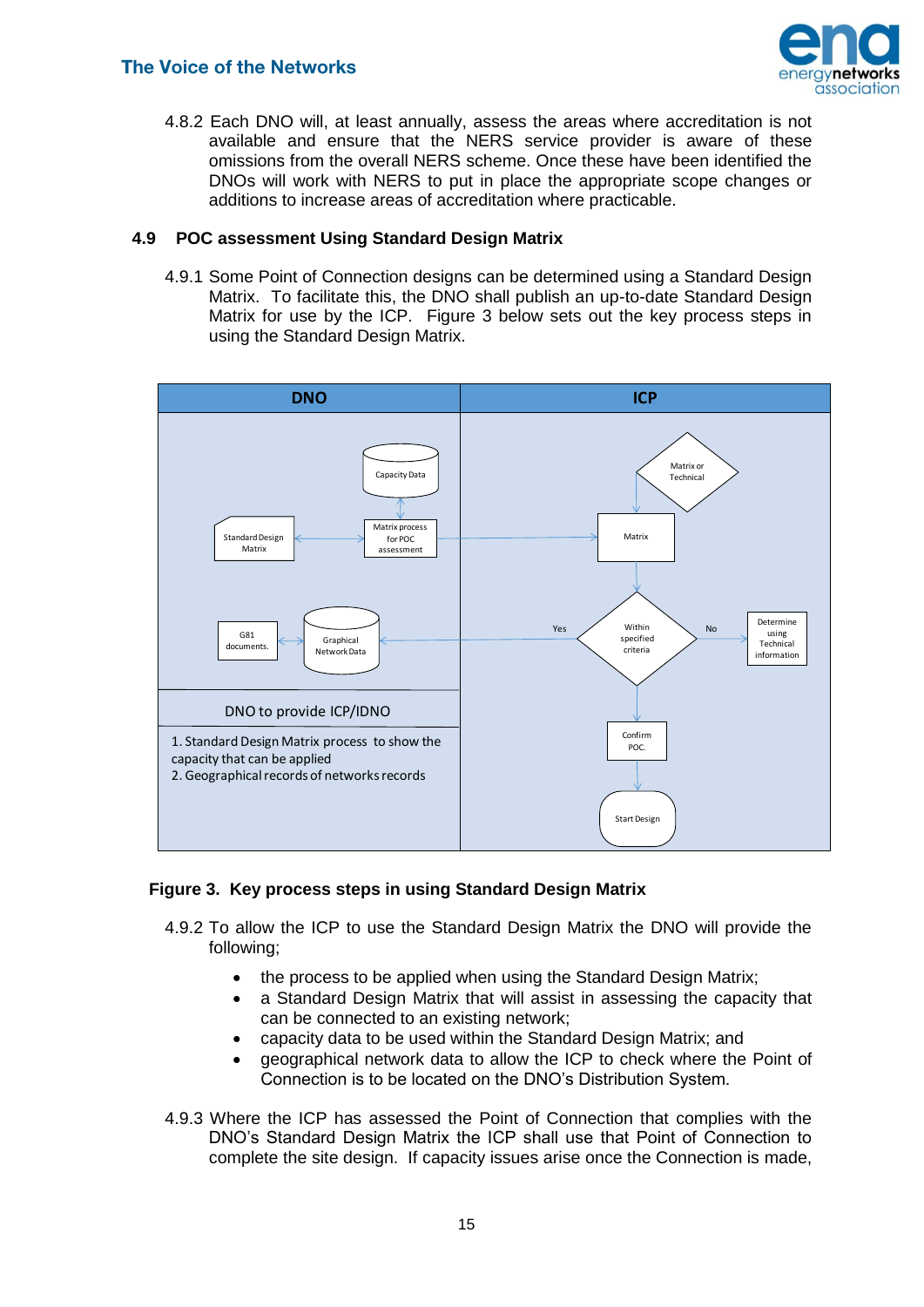4.8.2 Each DNO will, at least annually, assess the areas where accreditation is not available and ensure that the NERS service provider is aware of these omissions from the overall NERS scheme. Once these have been identified the DNOs will work with NERS to put in place the appropriate scope changes or additions to increase areas of accreditation where practicable.

### 4.9 POC assessment Using Standard Design Matrix

4.9.1 Some Point of Connection designs can be determined using a Standard Design Matrix. To facilitate this, the DNO shall publish an up-to-date Standard Design Matrix for use by the ICP. Figure 3 below sets out the key process steps in using the Standard Design Matrix.

| DNO | ICP |
|---|---|
| Capacity Data | Matrix or Technical |
| Standard Design Matrix; Matrix process for POC assessment | Matrix |
| G81 documents.; Graphical Network Data | Within specified criteria (Yes / No); Determine using Technical information |
| DNO to provide ICP/IDNO<br>1. Standard Design Matrix process to show the capacity that can be applied<br>2. Geographical records of networks records | Confirm POC.<br>Start Design |

**Figure 3. Key process steps in using Standard Design Matrix**

4.9.2 To allow the ICP to use the Standard Design Matrix the DNO will provide the following;

- the process to be applied when using the Standard Design Matrix;
- a Standard Design Matrix that will assist in assessing the capacity that can be connected to an existing network;
- capacity data to be used within the Standard Design Matrix; and
- geographical network data to allow the ICP to check where the Point of Connection is to be located on the DNO's Distribution System.

4.9.3 Where the ICP has assessed the Point of Connection that complies with the DNO's Standard Design Matrix the ICP shall use that Point of Connection to complete the site design. If capacity issues arise once the Connection is made,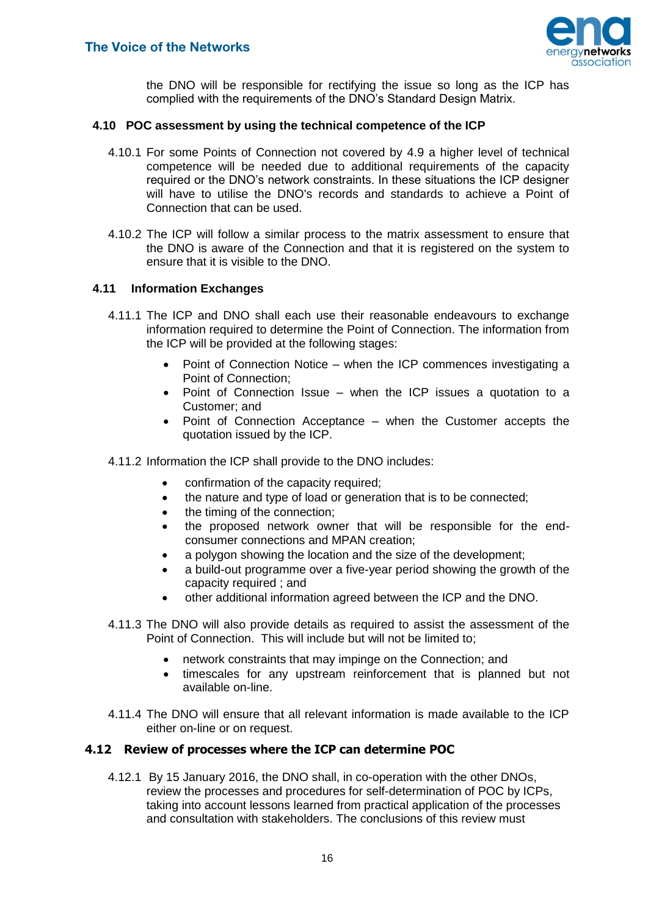the DNO will be responsible for rectifying the issue so long as the ICP has complied with the requirements of the DNO's Standard Design Matrix.

### 4.10 POC assessment by using the technical competence of the ICP

4.10.1 For some Points of Connection not covered by 4.9 a higher level of technical competence will be needed due to additional requirements of the capacity required or the DNO's network constraints. In these situations the ICP designer will have to utilise the DNO's records and standards to achieve a Point of Connection that can be used.

4.10.2 The ICP will follow a similar process to the matrix assessment to ensure that the DNO is aware of the Connection and that it is registered on the system to ensure that it is visible to the DNO.

### 4.11 Information Exchanges

4.11.1 The ICP and DNO shall each use their reasonable endeavours to exchange information required to determine the Point of Connection. The information from the ICP will be provided at the following stages:

- Point of Connection Notice – when the ICP commences investigating a Point of Connection;
- Point of Connection Issue – when the ICP issues a quotation to a Customer; and
- Point of Connection Acceptance – when the Customer accepts the quotation issued by the ICP.

4.11.2 Information the ICP shall provide to the DNO includes:

- confirmation of the capacity required;
- the nature and type of load or generation that is to be connected;
- the timing of the connection;
- the proposed network owner that will be responsible for the end-consumer connections and MPAN creation;
- a polygon showing the location and the size of the development;
- a build-out programme over a five-year period showing the growth of the capacity required ; and
- other additional information agreed between the ICP and the DNO.

4.11.3 The DNO will also provide details as required to assist the assessment of the Point of Connection. This will include but will not be limited to;

- network constraints that may impinge on the Connection; and
- timescales for any upstream reinforcement that is planned but not available on-line.

4.11.4 The DNO will ensure that all relevant information is made available to the ICP either on-line or on request.

### 4.12 Review of processes where the ICP can determine POC

4.12.1 By 15 January 2016, the DNO shall, in co-operation with the other DNOs, review the processes and procedures for self-determination of POC by ICPs, taking into account lessons learned from practical application of the processes and consultation with stakeholders. The conclusions of this review must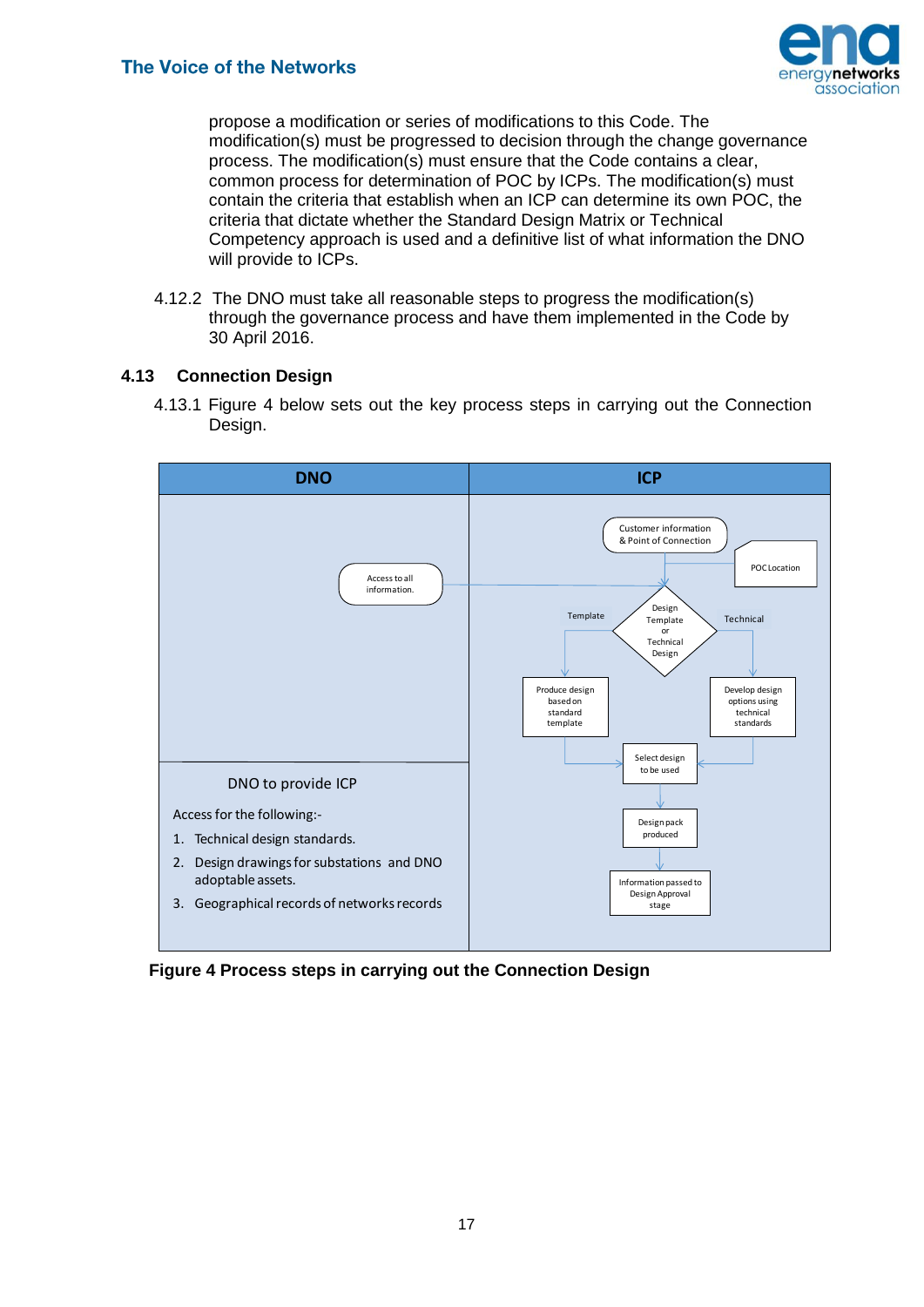propose a modification or series of modifications to this Code. The modification(s) must be progressed to decision through the change governance process. The modification(s) must ensure that the Code contains a clear, common process for determination of POC by ICPs. The modification(s) must contain the criteria that establish when an ICP can determine its own POC, the criteria that dictate whether the Standard Design Matrix or Technical Competency approach is used and a definitive list of what information the DNO will provide to ICPs.

4.12.2 The DNO must take all reasonable steps to progress the modification(s) through the governance process and have them implemented in the Code by 30 April 2016.

### 4.13 Connection Design

4.13.1 Figure 4 below sets out the key process steps in carrying out the Connection Design.

| DNO | ICP |
|---|---|
| Access to all information. | Customer information & Point of Connection; POC Location |
| | Design Template or Technical Design |
| | Template: Produce design based on standard template |
| | Technical: Develop design options using technical standards |
| | Select design to be used |
| | Design pack produced |
| DNO to provide ICP<br><br>Access for the following:-<br>1. Technical design standards.<br>2. Design drawings for substations and DNO adoptable assets.<br>3. Geographical records of networks records | Information passed to Design Approval stage |

**Figure 4 Process steps in carrying out the Connection Design**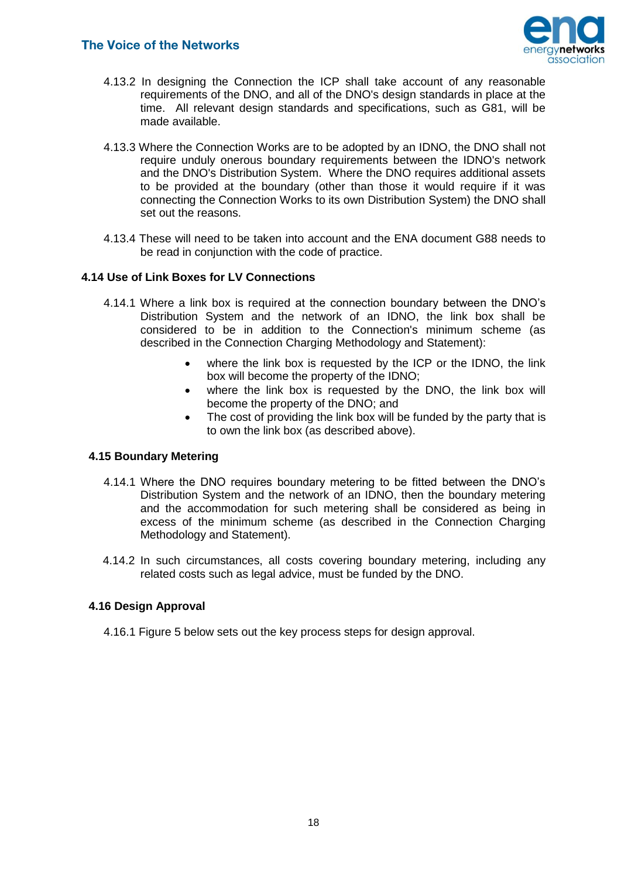4.13.2 In designing the Connection the ICP shall take account of any reasonable requirements of the DNO, and all of the DNO's design standards in place at the time. All relevant design standards and specifications, such as G81, will be made available.

4.13.3 Where the Connection Works are to be adopted by an IDNO, the DNO shall not require unduly onerous boundary requirements between the IDNO's network and the DNO's Distribution System. Where the DNO requires additional assets to be provided at the boundary (other than those it would require if it was connecting the Connection Works to its own Distribution System) the DNO shall set out the reasons.

4.13.4 These will need to be taken into account and the ENA document G88 needs to be read in conjunction with the code of practice.

### 4.14 Use of Link Boxes for LV Connections

4.14.1 Where a link box is required at the connection boundary between the DNO's Distribution System and the network of an IDNO, the link box shall be considered to be in addition to the Connection's minimum scheme (as described in the Connection Charging Methodology and Statement):

- where the link box is requested by the ICP or the IDNO, the link box will become the property of the IDNO;
- where the link box is requested by the DNO, the link box will become the property of the DNO; and
- The cost of providing the link box will be funded by the party that is to own the link box (as described above).

### 4.15 Boundary Metering

4.14.1 Where the DNO requires boundary metering to be fitted between the DNO's Distribution System and the network of an IDNO, then the boundary metering and the accommodation for such metering shall be considered as being in excess of the minimum scheme (as described in the Connection Charging Methodology and Statement).

4.14.2 In such circumstances, all costs covering boundary metering, including any related costs such as legal advice, must be funded by the DNO.

### 4.16 Design Approval

4.16.1 Figure 5 below sets out the key process steps for design approval.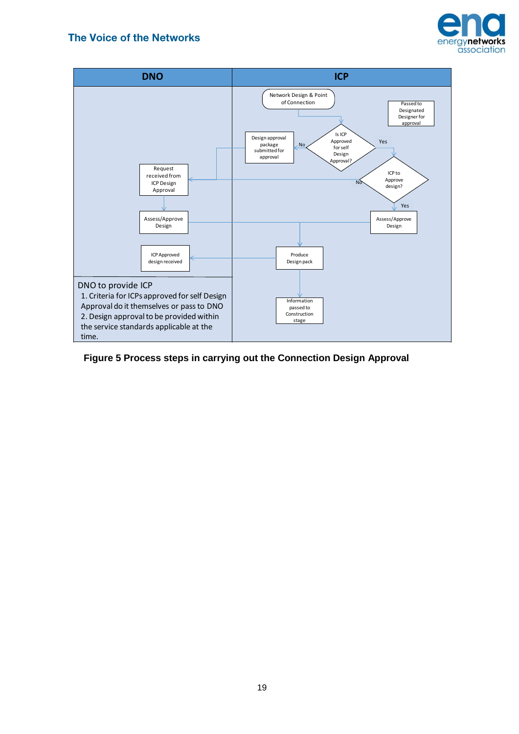| DNO | ICP |
|---|---|
| | Network Design & Point of Connection |
| | Passed to Designated Designer for approval |
| | Is ICP Approved for self Design Approval? — Yes / No |
| | Design approval package submitted for approval |
| Request received from ICP Design Approval | ICP to Approve design? — Yes / No |
| Assess/Approve Design | Assess/Approve Design |
| ICP Approved design received | Produce Design pack |
| | Information passed to Construction stage |

DNO to provide ICP

1. Criteria for ICPs approved for self Design Approval do it themselves or pass to DNO
2. Design approval to be provided within the service standards applicable at the time.

**Figure 5 Process steps in carrying out the Connection Design Approval**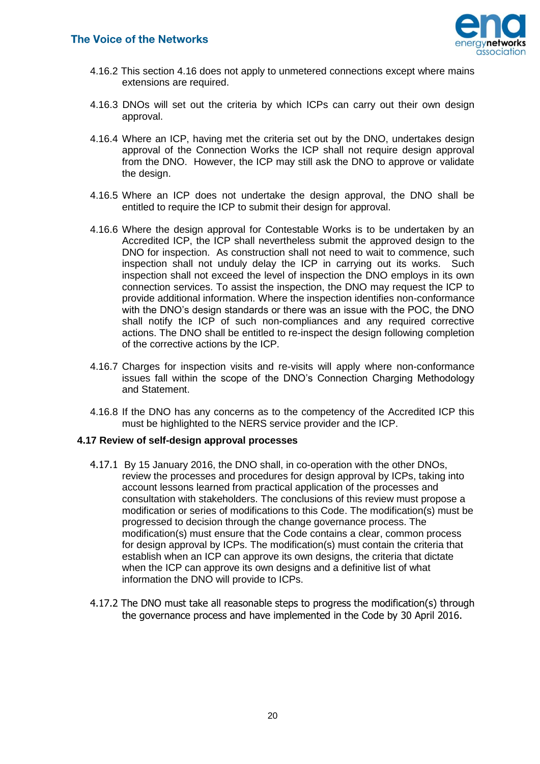4.16.2 This section 4.16 does not apply to unmetered connections except where mains extensions are required.

4.16.3 DNOs will set out the criteria by which ICPs can carry out their own design approval.

4.16.4 Where an ICP, having met the criteria set out by the DNO, undertakes design approval of the Connection Works the ICP shall not require design approval from the DNO. However, the ICP may still ask the DNO to approve or validate the design.

4.16.5 Where an ICP does not undertake the design approval, the DNO shall be entitled to require the ICP to submit their design for approval.

4.16.6 Where the design approval for Contestable Works is to be undertaken by an Accredited ICP, the ICP shall nevertheless submit the approved design to the DNO for inspection. As construction shall not need to wait to commence, such inspection shall not unduly delay the ICP in carrying out its works. Such inspection shall not exceed the level of inspection the DNO employs in its own connection services. To assist the inspection, the DNO may request the ICP to provide additional information. Where the inspection identifies non-conformance with the DNO's design standards or there was an issue with the POC, the DNO shall notify the ICP of such non-compliances and any required corrective actions. The DNO shall be entitled to re-inspect the design following completion of the corrective actions by the ICP.

4.16.7 Charges for inspection visits and re-visits will apply where non-conformance issues fall within the scope of the DNO's Connection Charging Methodology and Statement.

4.16.8 If the DNO has any concerns as to the competency of the Accredited ICP this must be highlighted to the NERS service provider and the ICP.

## 4.17 Review of self-design approval processes

4.17.1 By 15 January 2016, the DNO shall, in co-operation with the other DNOs, review the processes and procedures for design approval by ICPs, taking into account lessons learned from practical application of the processes and consultation with stakeholders. The conclusions of this review must propose a modification or series of modifications to this Code. The modification(s) must be progressed to decision through the change governance process. The modification(s) must ensure that the Code contains a clear, common process for design approval by ICPs. The modification(s) must contain the criteria that establish when an ICP can approve its own designs, the criteria that dictate when the ICP can approve its own designs and a definitive list of what information the DNO will provide to ICPs.

4.17.2 The DNO must take all reasonable steps to progress the modification(s) through the governance process and have implemented in the Code by 30 April 2016.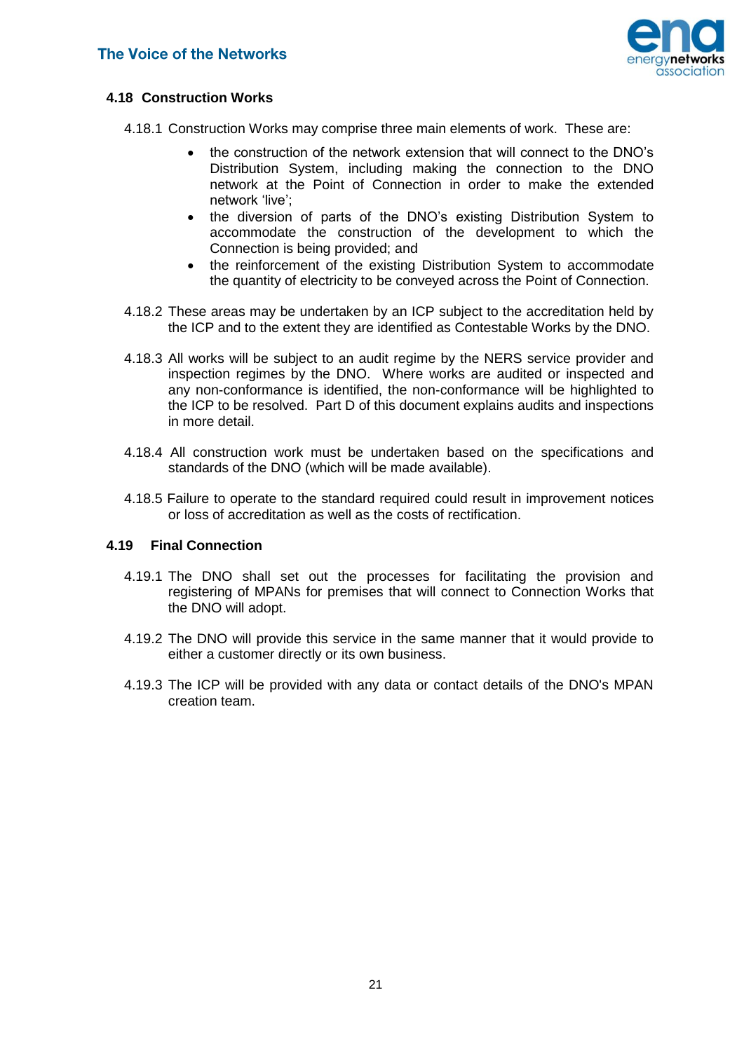### 4.18 Construction Works

4.18.1 Construction Works may comprise three main elements of work. These are:

- the construction of the network extension that will connect to the DNO's Distribution System, including making the connection to the DNO network at the Point of Connection in order to make the extended network 'live';
- the diversion of parts of the DNO's existing Distribution System to accommodate the construction of the development to which the Connection is being provided; and
- the reinforcement of the existing Distribution System to accommodate the quantity of electricity to be conveyed across the Point of Connection.

4.18.2 These areas may be undertaken by an ICP subject to the accreditation held by the ICP and to the extent they are identified as Contestable Works by the DNO.

4.18.3 All works will be subject to an audit regime by the NERS service provider and inspection regimes by the DNO. Where works are audited or inspected and any non-conformance is identified, the non-conformance will be highlighted to the ICP to be resolved. Part D of this document explains audits and inspections in more detail.

4.18.4 All construction work must be undertaken based on the specifications and standards of the DNO (which will be made available).

4.18.5 Failure to operate to the standard required could result in improvement notices or loss of accreditation as well as the costs of rectification.

### 4.19 Final Connection

4.19.1 The DNO shall set out the processes for facilitating the provision and registering of MPANs for premises that will connect to Connection Works that the DNO will adopt.

4.19.2 The DNO will provide this service in the same manner that it would provide to either a customer directly or its own business.

4.19.3 The ICP will be provided with any data or contact details of the DNO's MPAN creation team.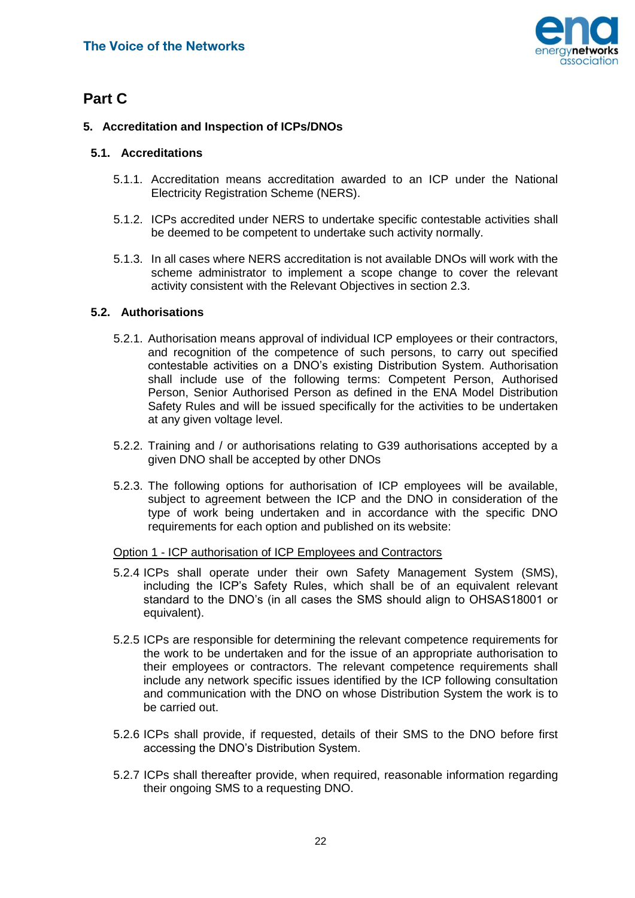# Part C

## 5. Accreditation and Inspection of ICPs/DNOs

### 5.1. Accreditations

5.1.1. Accreditation means accreditation awarded to an ICP under the National Electricity Registration Scheme (NERS).

5.1.2. ICPs accredited under NERS to undertake specific contestable activities shall be deemed to be competent to undertake such activity normally.

5.1.3. In all cases where NERS accreditation is not available DNOs will work with the scheme administrator to implement a scope change to cover the relevant activity consistent with the Relevant Objectives in section 2.3.

### 5.2. Authorisations

5.2.1. Authorisation means approval of individual ICP employees or their contractors, and recognition of the competence of such persons, to carry out specified contestable activities on a DNO's existing Distribution System. Authorisation shall include use of the following terms: Competent Person, Authorised Person, Senior Authorised Person as defined in the ENA Model Distribution Safety Rules and will be issued specifically for the activities to be undertaken at any given voltage level.

5.2.2. Training and / or authorisations relating to G39 authorisations accepted by a given DNO shall be accepted by other DNOs

5.2.3. The following options for authorisation of ICP employees will be available, subject to agreement between the ICP and the DNO in consideration of the type of work being undertaken and in accordance with the specific DNO requirements for each option and published on its website:

<u>Option 1 - ICP authorisation of ICP Employees and Contractors</u>

5.2.4 ICPs shall operate under their own Safety Management System (SMS), including the ICP's Safety Rules, which shall be of an equivalent relevant standard to the DNO's (in all cases the SMS should align to OHSAS18001 or equivalent).

5.2.5 ICPs are responsible for determining the relevant competence requirements for the work to be undertaken and for the issue of an appropriate authorisation to their employees or contractors. The relevant competence requirements shall include any network specific issues identified by the ICP following consultation and communication with the DNO on whose Distribution System the work is to be carried out.

5.2.6 ICPs shall provide, if requested, details of their SMS to the DNO before first accessing the DNO's Distribution System.

5.2.7 ICPs shall thereafter provide, when required, reasonable information regarding their ongoing SMS to a requesting DNO.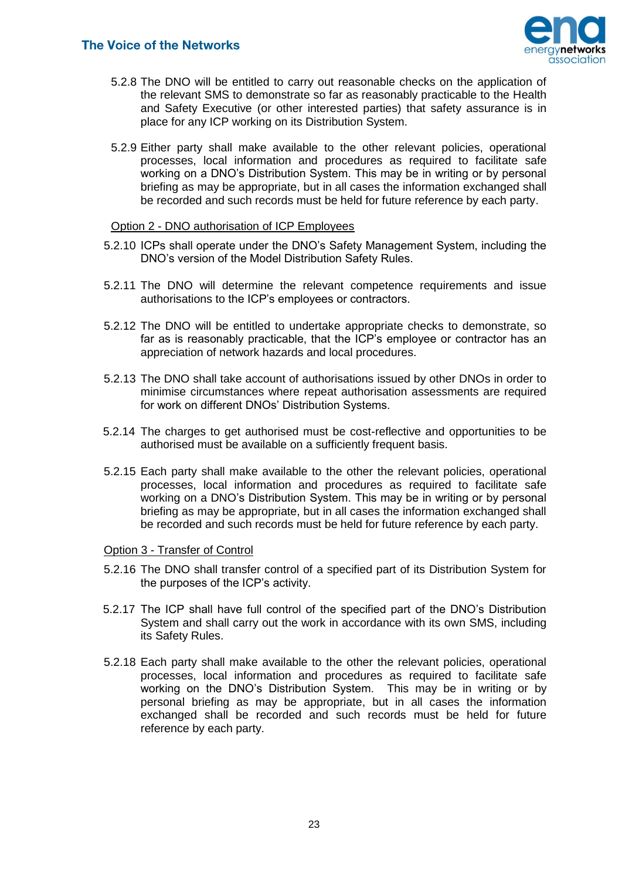5.2.8 The DNO will be entitled to carry out reasonable checks on the application of the relevant SMS to demonstrate so far as reasonably practicable to the Health and Safety Executive (or other interested parties) that safety assurance is in place for any ICP working on its Distribution System.

5.2.9 Either party shall make available to the other relevant policies, operational processes, local information and procedures as required to facilitate safe working on a DNO's Distribution System. This may be in writing or by personal briefing as may be appropriate, but in all cases the information exchanged shall be recorded and such records must be held for future reference by each party.

<u>Option 2 - DNO authorisation of ICP Employees</u>

5.2.10 ICPs shall operate under the DNO's Safety Management System, including the DNO's version of the Model Distribution Safety Rules.

5.2.11 The DNO will determine the relevant competence requirements and issue authorisations to the ICP's employees or contractors.

5.2.12 The DNO will be entitled to undertake appropriate checks to demonstrate, so far as is reasonably practicable, that the ICP's employee or contractor has an appreciation of network hazards and local procedures.

5.2.13 The DNO shall take account of authorisations issued by other DNOs in order to minimise circumstances where repeat authorisation assessments are required for work on different DNOs' Distribution Systems.

5.2.14 The charges to get authorised must be cost-reflective and opportunities to be authorised must be available on a sufficiently frequent basis.

5.2.15 Each party shall make available to the other the relevant policies, operational processes, local information and procedures as required to facilitate safe working on a DNO's Distribution System. This may be in writing or by personal briefing as may be appropriate, but in all cases the information exchanged shall be recorded and such records must be held for future reference by each party.

<u>Option 3 - Transfer of Control</u>

5.2.16 The DNO shall transfer control of a specified part of its Distribution System for the purposes of the ICP's activity.

5.2.17 The ICP shall have full control of the specified part of the DNO's Distribution System and shall carry out the work in accordance with its own SMS, including its Safety Rules.

5.2.18 Each party shall make available to the other the relevant policies, operational processes, local information and procedures as required to facilitate safe working on the DNO's Distribution System. This may be in writing or by personal briefing as may be appropriate, but in all cases the information exchanged shall be recorded and such records must be held for future reference by each party.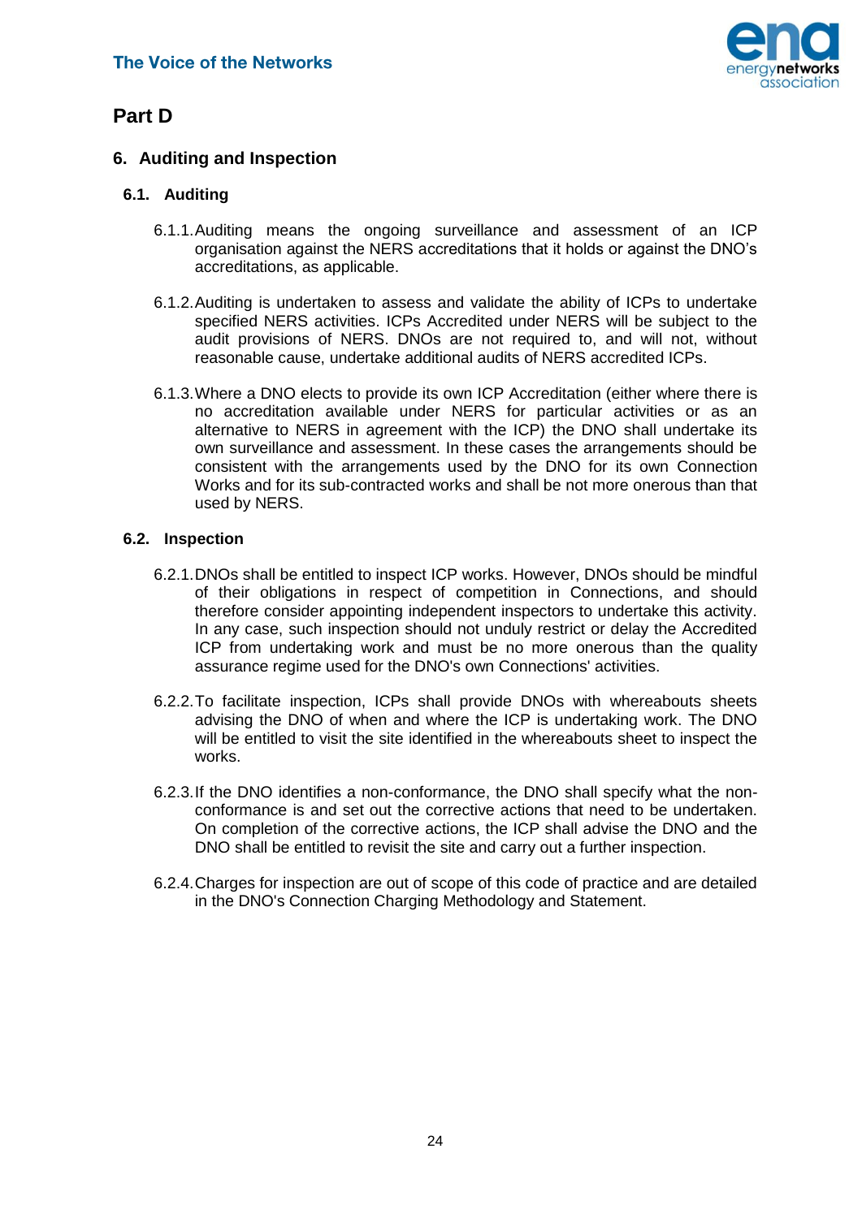# Part D

## 6. Auditing and Inspection

### 6.1. Auditing

6.1.1. Auditing means the ongoing surveillance and assessment of an ICP organisation against the NERS accreditations that it holds or against the DNO’s accreditations, as applicable.

6.1.2. Auditing is undertaken to assess and validate the ability of ICPs to undertake specified NERS activities. ICPs Accredited under NERS will be subject to the audit provisions of NERS. DNOs are not required to, and will not, without reasonable cause, undertake additional audits of NERS accredited ICPs.

6.1.3. Where a DNO elects to provide its own ICP Accreditation (either where there is no accreditation available under NERS for particular activities or as an alternative to NERS in agreement with the ICP) the DNO shall undertake its own surveillance and assessment. In these cases the arrangements should be consistent with the arrangements used by the DNO for its own Connection Works and for its sub-contracted works and shall be not more onerous than that used by NERS.

### 6.2. Inspection

6.2.1. DNOs shall be entitled to inspect ICP works. However, DNOs should be mindful of their obligations in respect of competition in Connections, and should therefore consider appointing independent inspectors to undertake this activity. In any case, such inspection should not unduly restrict or delay the Accredited ICP from undertaking work and must be no more onerous than the quality assurance regime used for the DNO's own Connections' activities.

6.2.2. To facilitate inspection, ICPs shall provide DNOs with whereabouts sheets advising the DNO of when and where the ICP is undertaking work. The DNO will be entitled to visit the site identified in the whereabouts sheet to inspect the works.

6.2.3. If the DNO identifies a non-conformance, the DNO shall specify what the non-conformance is and set out the corrective actions that need to be undertaken. On completion of the corrective actions, the ICP shall advise the DNO and the DNO shall be entitled to revisit the site and carry out a further inspection.

6.2.4. Charges for inspection are out of scope of this code of practice and are detailed in the DNO's Connection Charging Methodology and Statement.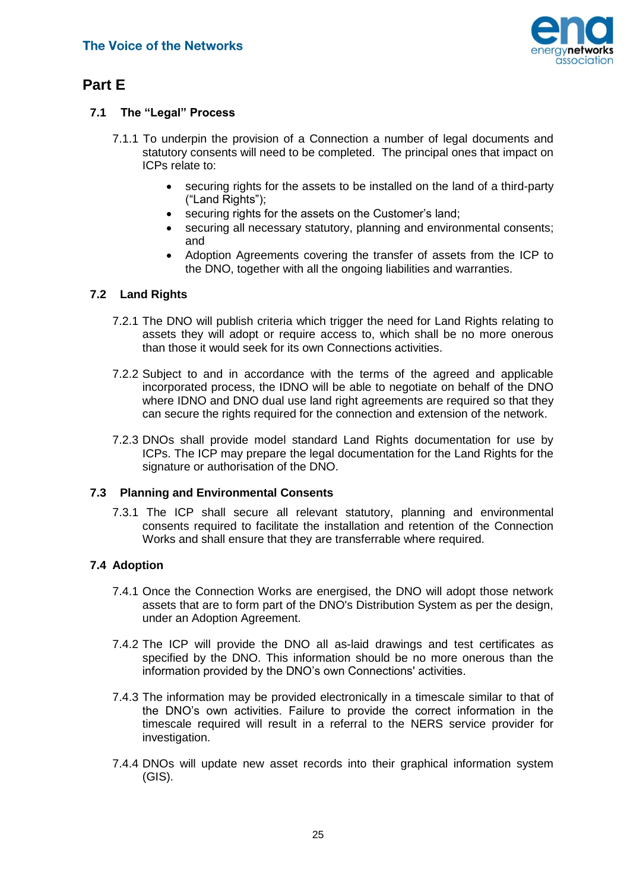# Part E

## 7.1 The "Legal" Process

7.1.1 To underpin the provision of a Connection a number of legal documents and statutory consents will need to be completed. The principal ones that impact on ICPs relate to:

- securing rights for the assets to be installed on the land of a third-party ("Land Rights");
- securing rights for the assets on the Customer's land;
- securing all necessary statutory, planning and environmental consents; and
- Adoption Agreements covering the transfer of assets from the ICP to the DNO, together with all the ongoing liabilities and warranties.

## 7.2 Land Rights

7.2.1 The DNO will publish criteria which trigger the need for Land Rights relating to assets they will adopt or require access to, which shall be no more onerous than those it would seek for its own Connections activities.

7.2.2 Subject to and in accordance with the terms of the agreed and applicable incorporated process, the IDNO will be able to negotiate on behalf of the DNO where IDNO and DNO dual use land right agreements are required so that they can secure the rights required for the connection and extension of the network.

7.2.3 DNOs shall provide model standard Land Rights documentation for use by ICPs. The ICP may prepare the legal documentation for the Land Rights for the signature or authorisation of the DNO.

## 7.3 Planning and Environmental Consents

7.3.1 The ICP shall secure all relevant statutory, planning and environmental consents required to facilitate the installation and retention of the Connection Works and shall ensure that they are transferrable where required.

## 7.4 Adoption

7.4.1 Once the Connection Works are energised, the DNO will adopt those network assets that are to form part of the DNO's Distribution System as per the design, under an Adoption Agreement.

7.4.2 The ICP will provide the DNO all as-laid drawings and test certificates as specified by the DNO. This information should be no more onerous than the information provided by the DNO's own Connections' activities.

7.4.3 The information may be provided electronically in a timescale similar to that of the DNO's own activities. Failure to provide the correct information in the timescale required will result in a referral to the NERS service provider for investigation.

7.4.4 DNOs will update new asset records into their graphical information system (GIS).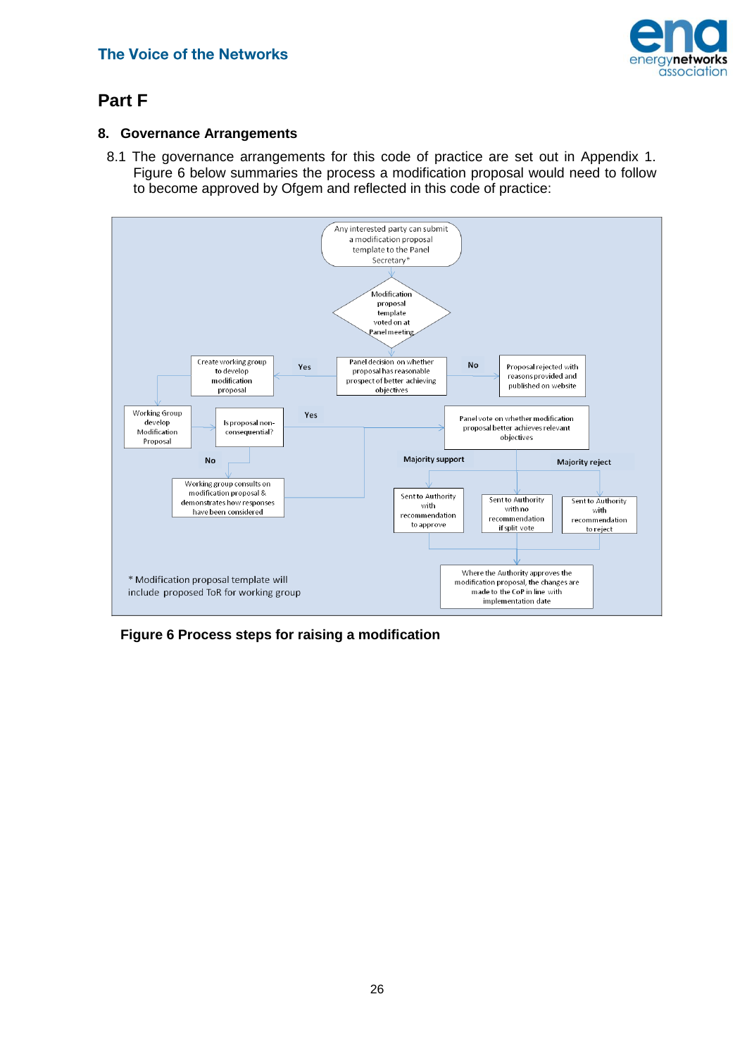# Part F

## 8. Governance Arrangements

8.1 The governance arrangements for this code of practice are set out in Appendix 1. Figure 6 below summaries the process a modification proposal would need to follow to become approved by Ofgem and reflected in this code of practice:

Any interested party can submit a modification proposal template to the Panel Secretary*

Modification proposal template voted on at Panel meeting

Panel decision on whether proposal has reasonable prospect of better achieving objectives

Yes

Create working group to develop modification proposal

No

Proposal rejected with reasons provided and published on website

Working Group develop Modification Proposal

Is proposal non-consequential?

Yes

No

Working group consults on modification proposal & demonstrates how responses have been considered

Panel vote on whether modification proposal better achieves relevant objectives

Majority support

Majority reject

Sent to Authority with recommendation to approve

Sent to Authority with no recommendation if split vote

Sent to Authority with recommendation to reject

Where the Authority approves the modification proposal, the changes are made to the CoP in line with implementation date

\* Modification proposal template will include proposed ToR for working group

**Figure 6 Process steps for raising a modification**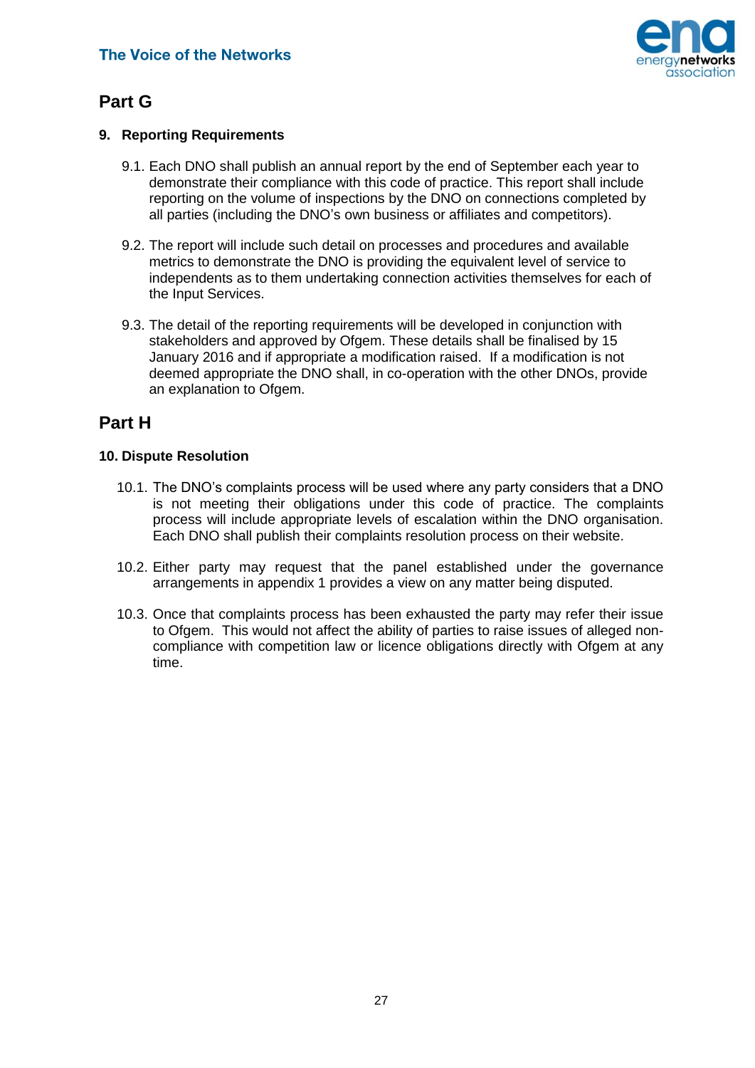## Part G

### 9. Reporting Requirements

9.1. Each DNO shall publish an annual report by the end of September each year to demonstrate their compliance with this code of practice. This report shall include reporting on the volume of inspections by the DNO on connections completed by all parties (including the DNO's own business or affiliates and competitors).

9.2. The report will include such detail on processes and procedures and available metrics to demonstrate the DNO is providing the equivalent level of service to independents as to them undertaking connection activities themselves for each of the Input Services.

9.3. The detail of the reporting requirements will be developed in conjunction with stakeholders and approved by Ofgem. These details shall be finalised by 15 January 2016 and if appropriate a modification raised. If a modification is not deemed appropriate the DNO shall, in co-operation with the other DNOs, provide an explanation to Ofgem.

## Part H

### 10. Dispute Resolution

10.1. The DNO's complaints process will be used where any party considers that a DNO is not meeting their obligations under this code of practice. The complaints process will include appropriate levels of escalation within the DNO organisation. Each DNO shall publish their complaints resolution process on their website.

10.2. Either party may request that the panel established under the governance arrangements in appendix 1 provides a view on any matter being disputed.

10.3. Once that complaints process has been exhausted the party may refer their issue to Ofgem. This would not affect the ability of parties to raise issues of alleged non-compliance with competition law or licence obligations directly with Ofgem at any time.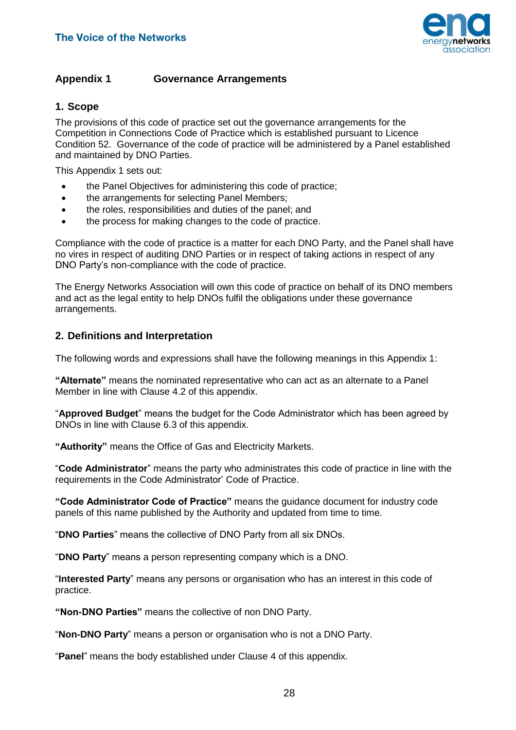## Appendix 1 Governance Arrangements

### 1. Scope

The provisions of this code of practice set out the governance arrangements for the Competition in Connections Code of Practice which is established pursuant to Licence Condition 52. Governance of the code of practice will be administered by a Panel established and maintained by DNO Parties.

This Appendix 1 sets out:

- the Panel Objectives for administering this code of practice;
- the arrangements for selecting Panel Members;
- the roles, responsibilities and duties of the panel; and
- the process for making changes to the code of practice.

Compliance with the code of practice is a matter for each DNO Party, and the Panel shall have no vires in respect of auditing DNO Parties or in respect of taking actions in respect of any DNO Party's non-compliance with the code of practice.

The Energy Networks Association will own this code of practice on behalf of its DNO members and act as the legal entity to help DNOs fulfil the obligations under these governance arrangements.

### 2. Definitions and Interpretation

The following words and expressions shall have the following meanings in this Appendix 1:

**"Alternate"** means the nominated representative who can act as an alternate to a Panel Member in line with Clause 4.2 of this appendix.

"**Approved Budget**" means the budget for the Code Administrator which has been agreed by DNOs in line with Clause 6.3 of this appendix.

**"Authority"** means the Office of Gas and Electricity Markets.

"**Code Administrator**" means the party who administrates this code of practice in line with the requirements in the Code Administrator' Code of Practice.

**"Code Administrator Code of Practice"** means the guidance document for industry code panels of this name published by the Authority and updated from time to time.

"**DNO Parties**" means the collective of DNO Party from all six DNOs.

"**DNO Party**" means a person representing company which is a DNO.

"**Interested Party**" means any persons or organisation who has an interest in this code of practice.

**"Non-DNO Parties"** means the collective of non DNO Party.

"**Non-DNO Party**" means a person or organisation who is not a DNO Party.

"**Panel**" means the body established under Clause 4 of this appendix.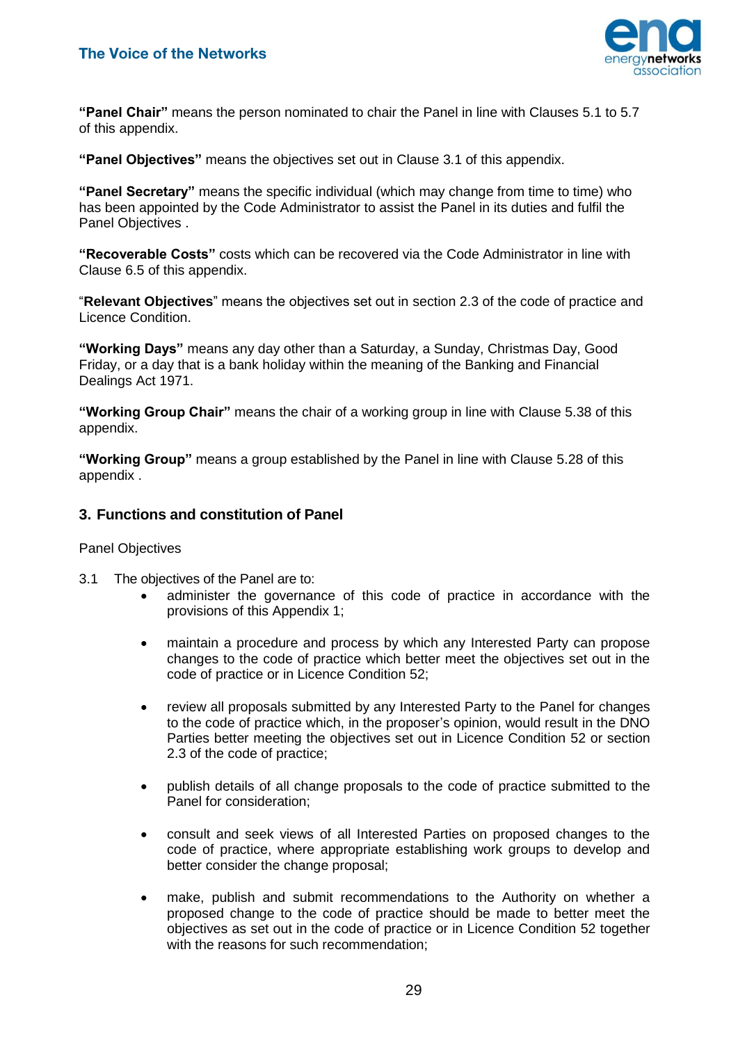**"Panel Chair"** means the person nominated to chair the Panel in line with Clauses 5.1 to 5.7 of this appendix.

**"Panel Objectives"** means the objectives set out in Clause 3.1 of this appendix.

**"Panel Secretary"** means the specific individual (which may change from time to time) who has been appointed by the Code Administrator to assist the Panel in its duties and fulfil the Panel Objectives .

**"Recoverable Costs"** costs which can be recovered via the Code Administrator in line with Clause 6.5 of this appendix.

"**Relevant Objectives**" means the objectives set out in section 2.3 of the code of practice and Licence Condition.

**"Working Days"** means any day other than a Saturday, a Sunday, Christmas Day, Good Friday, or a day that is a bank holiday within the meaning of the Banking and Financial Dealings Act 1971.

**"Working Group Chair"** means the chair of a working group in line with Clause 5.38 of this appendix.

**"Working Group"** means a group established by the Panel in line with Clause 5.28 of this appendix .

## 3. Functions and constitution of Panel

Panel Objectives

3.1 The objectives of the Panel are to:

- administer the governance of this code of practice in accordance with the provisions of this Appendix 1;
- maintain a procedure and process by which any Interested Party can propose changes to the code of practice which better meet the objectives set out in the code of practice or in Licence Condition 52;
- review all proposals submitted by any Interested Party to the Panel for changes to the code of practice which, in the proposer's opinion, would result in the DNO Parties better meeting the objectives set out in Licence Condition 52 or section 2.3 of the code of practice;
- publish details of all change proposals to the code of practice submitted to the Panel for consideration;
- consult and seek views of all Interested Parties on proposed changes to the code of practice, where appropriate establishing work groups to develop and better consider the change proposal;
- make, publish and submit recommendations to the Authority on whether a proposed change to the code of practice should be made to better meet the objectives as set out in the code of practice or in Licence Condition 52 together with the reasons for such recommendation;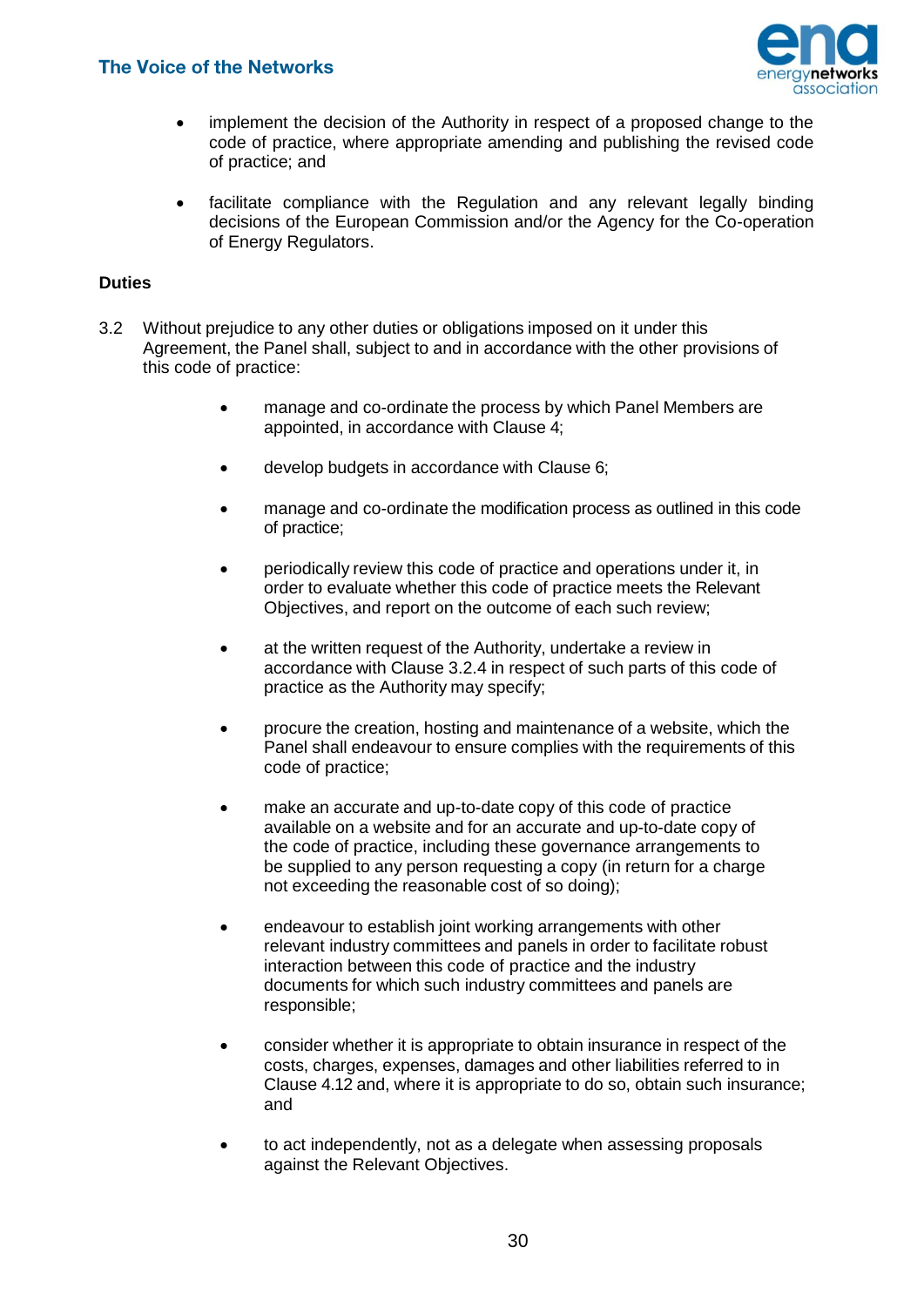- implement the decision of the Authority in respect of a proposed change to the code of practice, where appropriate amending and publishing the revised code of practice; and

- facilitate compliance with the Regulation and any relevant legally binding decisions of the European Commission and/or the Agency for the Co-operation of Energy Regulators.

**Duties**

3.2 Without prejudice to any other duties or obligations imposed on it under this Agreement, the Panel shall, subject to and in accordance with the other provisions of this code of practice:

- manage and co-ordinate the process by which Panel Members are appointed, in accordance with Clause 4;

- develop budgets in accordance with Clause 6;

- manage and co-ordinate the modification process as outlined in this code of practice;

- periodically review this code of practice and operations under it, in order to evaluate whether this code of practice meets the Relevant Objectives, and report on the outcome of each such review;

- at the written request of the Authority, undertake a review in accordance with Clause 3.2.4 in respect of such parts of this code of practice as the Authority may specify;

- procure the creation, hosting and maintenance of a website, which the Panel shall endeavour to ensure complies with the requirements of this code of practice;

- make an accurate and up-to-date copy of this code of practice available on a website and for an accurate and up-to-date copy of the code of practice, including these governance arrangements to be supplied to any person requesting a copy (in return for a charge not exceeding the reasonable cost of so doing);

- endeavour to establish joint working arrangements with other relevant industry committees and panels in order to facilitate robust interaction between this code of practice and the industry documents for which such industry committees and panels are responsible;

- consider whether it is appropriate to obtain insurance in respect of the costs, charges, expenses, damages and other liabilities referred to in Clause 4.12 and, where it is appropriate to do so, obtain such insurance; and

- to act independently, not as a delegate when assessing proposals against the Relevant Objectives.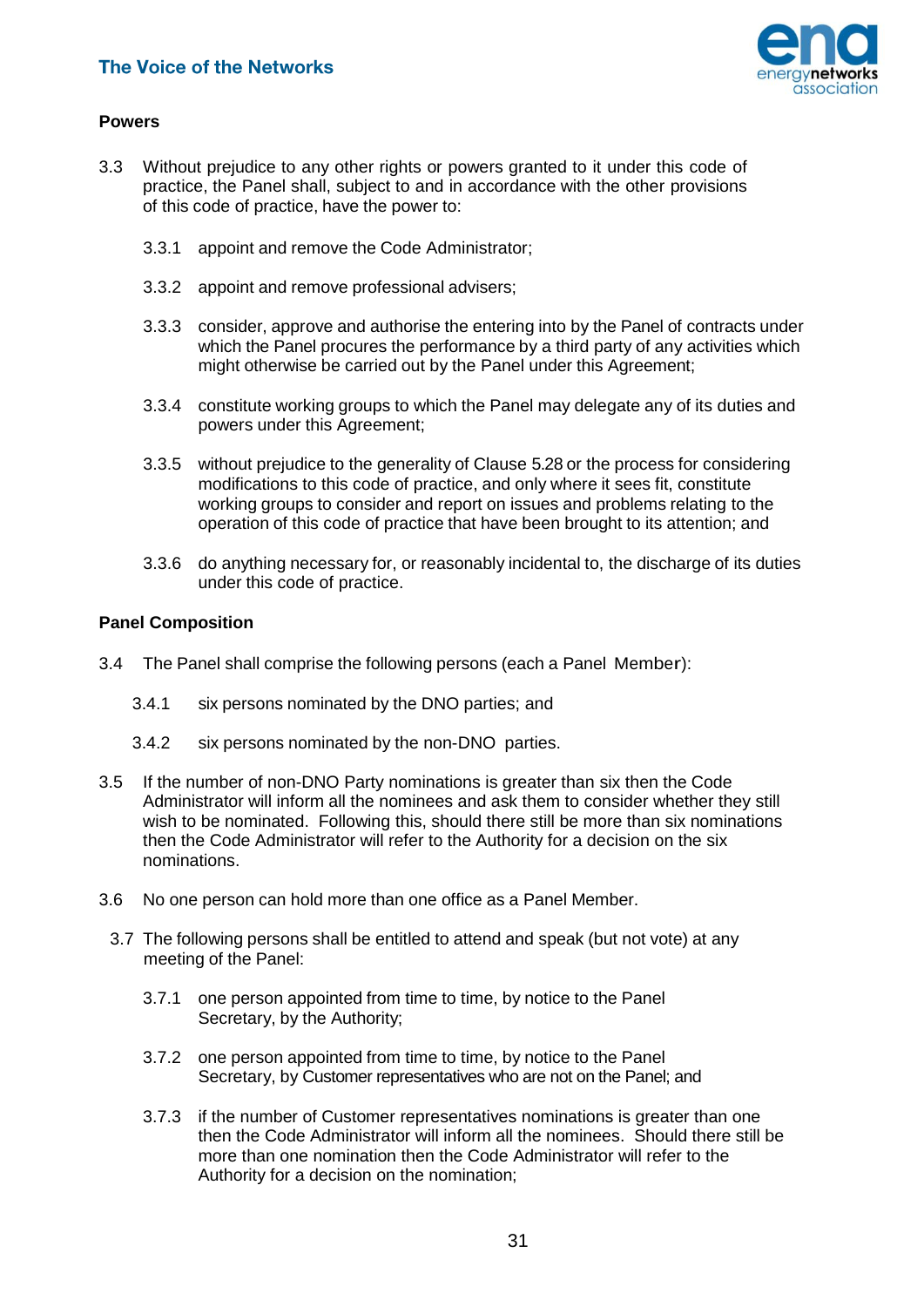**Powers**

3.3 Without prejudice to any other rights or powers granted to it under this code of practice, the Panel shall, subject to and in accordance with the other provisions of this code of practice, have the power to:

3.3.1 appoint and remove the Code Administrator;

3.3.2 appoint and remove professional advisers;

3.3.3 consider, approve and authorise the entering into by the Panel of contracts under which the Panel procures the performance by a third party of any activities which might otherwise be carried out by the Panel under this Agreement;

3.3.4 constitute working groups to which the Panel may delegate any of its duties and powers under this Agreement;

3.3.5 without prejudice to the generality of Clause 5.28 or the process for considering modifications to this code of practice, and only where it sees fit, constitute working groups to consider and report on issues and problems relating to the operation of this code of practice that have been brought to its attention; and

3.3.6 do anything necessary for, or reasonably incidental to, the discharge of its duties under this code of practice.

**Panel Composition**

3.4 The Panel shall comprise the following persons (each a Panel Member):

3.4.1 six persons nominated by the DNO parties; and

3.4.2 six persons nominated by the non-DNO parties.

3.5 If the number of non-DNO Party nominations is greater than six then the Code Administrator will inform all the nominees and ask them to consider whether they still wish to be nominated. Following this, should there still be more than six nominations then the Code Administrator will refer to the Authority for a decision on the six nominations.

3.6 No one person can hold more than one office as a Panel Member.

3.7 The following persons shall be entitled to attend and speak (but not vote) at any meeting of the Panel:

3.7.1 one person appointed from time to time, by notice to the Panel Secretary, by the Authority;

3.7.2 one person appointed from time to time, by notice to the Panel Secretary, by Customer representatives who are not on the Panel; and

3.7.3 if the number of Customer representatives nominations is greater than one then the Code Administrator will inform all the nominees. Should there still be more than one nomination then the Code Administrator will refer to the Authority for a decision on the nomination;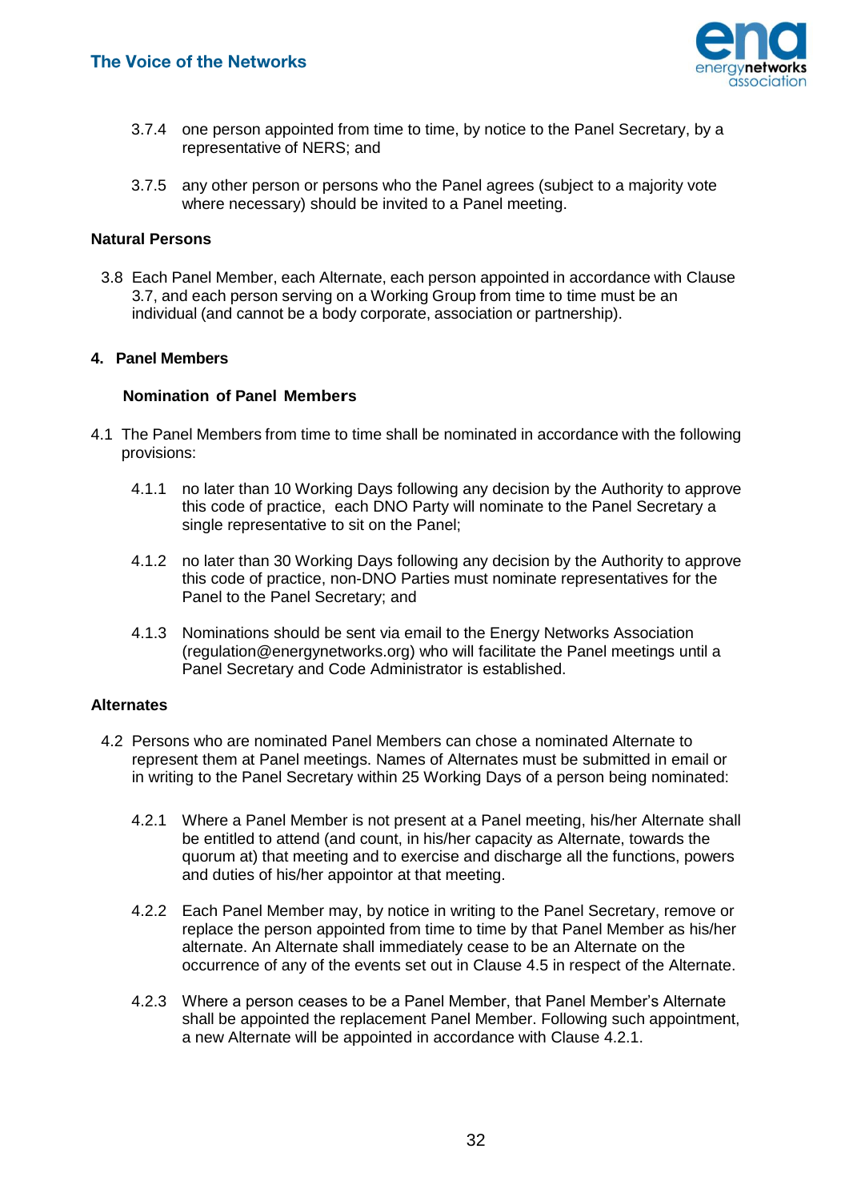3.7.4 one person appointed from time to time, by notice to the Panel Secretary, by a representative of NERS; and

3.7.5 any other person or persons who the Panel agrees (subject to a majority vote where necessary) should be invited to a Panel meeting.

**Natural Persons**

3.8 Each Panel Member, each Alternate, each person appointed in accordance with Clause 3.7, and each person serving on a Working Group from time to time must be an individual (and cannot be a body corporate, association or partnership).

## 4. Panel Members

### Nomination of Panel Members

4.1 The Panel Members from time to time shall be nominated in accordance with the following provisions:

4.1.1 no later than 10 Working Days following any decision by the Authority to approve this code of practice, each DNO Party will nominate to the Panel Secretary a single representative to sit on the Panel;

4.1.2 no later than 30 Working Days following any decision by the Authority to approve this code of practice, non-DNO Parties must nominate representatives for the Panel to the Panel Secretary; and

4.1.3 Nominations should be sent via email to the Energy Networks Association (regulation@energynetworks.org) who will facilitate the Panel meetings until a Panel Secretary and Code Administrator is established.

**Alternates**

4.2 Persons who are nominated Panel Members can chose a nominated Alternate to represent them at Panel meetings. Names of Alternates must be submitted in email or in writing to the Panel Secretary within 25 Working Days of a person being nominated:

4.2.1 Where a Panel Member is not present at a Panel meeting, his/her Alternate shall be entitled to attend (and count, in his/her capacity as Alternate, towards the quorum at) that meeting and to exercise and discharge all the functions, powers and duties of his/her appointor at that meeting.

4.2.2 Each Panel Member may, by notice in writing to the Panel Secretary, remove or replace the person appointed from time to time by that Panel Member as his/her alternate. An Alternate shall immediately cease to be an Alternate on the occurrence of any of the events set out in Clause 4.5 in respect of the Alternate.

4.2.3 Where a person ceases to be a Panel Member, that Panel Member's Alternate shall be appointed the replacement Panel Member. Following such appointment, a new Alternate will be appointed in accordance with Clause 4.2.1.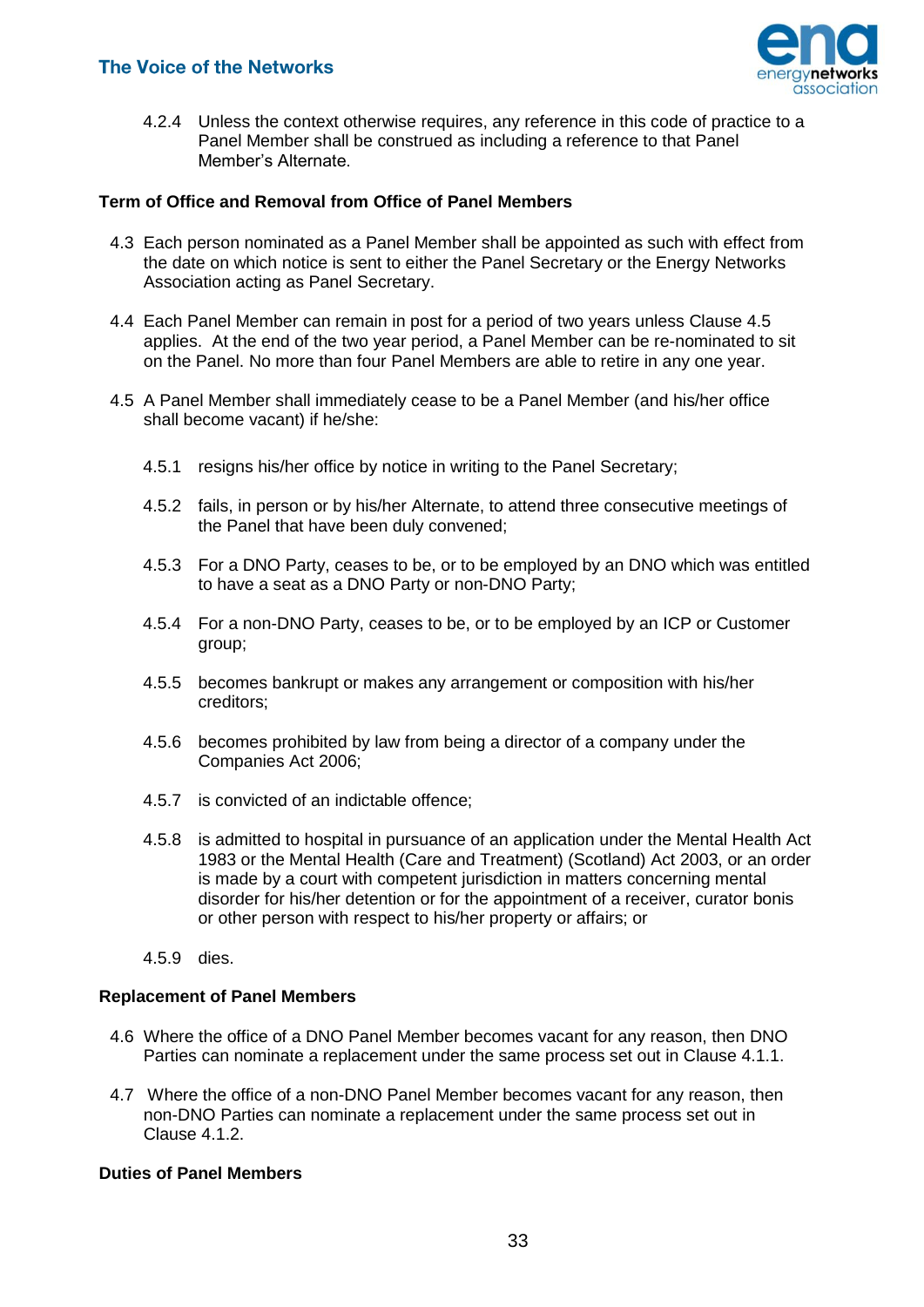4.2.4 Unless the context otherwise requires, any reference in this code of practice to a Panel Member shall be construed as including a reference to that Panel Member's Alternate.

**Term of Office and Removal from Office of Panel Members**

4.3 Each person nominated as a Panel Member shall be appointed as such with effect from the date on which notice is sent to either the Panel Secretary or the Energy Networks Association acting as Panel Secretary.

4.4 Each Panel Member can remain in post for a period of two years unless Clause 4.5 applies. At the end of the two year period, a Panel Member can be re-nominated to sit on the Panel. No more than four Panel Members are able to retire in any one year.

4.5 A Panel Member shall immediately cease to be a Panel Member (and his/her office shall become vacant) if he/she:

4.5.1 resigns his/her office by notice in writing to the Panel Secretary;

4.5.2 fails, in person or by his/her Alternate, to attend three consecutive meetings of the Panel that have been duly convened;

4.5.3 For a DNO Party, ceases to be, or to be employed by an DNO which was entitled to have a seat as a DNO Party or non-DNO Party;

4.5.4 For a non-DNO Party, ceases to be, or to be employed by an ICP or Customer group;

4.5.5 becomes bankrupt or makes any arrangement or composition with his/her creditors;

4.5.6 becomes prohibited by law from being a director of a company under the Companies Act 2006;

4.5.7 is convicted of an indictable offence;

4.5.8 is admitted to hospital in pursuance of an application under the Mental Health Act 1983 or the Mental Health (Care and Treatment) (Scotland) Act 2003, or an order is made by a court with competent jurisdiction in matters concerning mental disorder for his/her detention or for the appointment of a receiver, curator bonis or other person with respect to his/her property or affairs; or

4.5.9 dies.

**Replacement of Panel Members**

4.6 Where the office of a DNO Panel Member becomes vacant for any reason, then DNO Parties can nominate a replacement under the same process set out in Clause 4.1.1.

4.7 Where the office of a non-DNO Panel Member becomes vacant for any reason, then non-DNO Parties can nominate a replacement under the same process set out in Clause 4.1.2.

**Duties of Panel Members**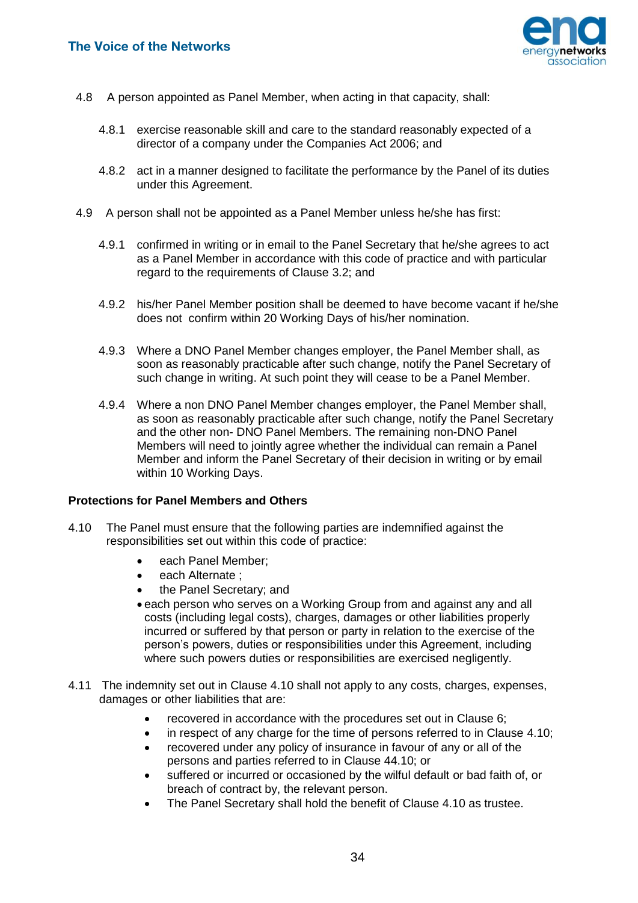4.8 A person appointed as Panel Member, when acting in that capacity, shall:

4.8.1 exercise reasonable skill and care to the standard reasonably expected of a director of a company under the Companies Act 2006; and

4.8.2 act in a manner designed to facilitate the performance by the Panel of its duties under this Agreement.

4.9 A person shall not be appointed as a Panel Member unless he/she has first:

4.9.1 confirmed in writing or in email to the Panel Secretary that he/she agrees to act as a Panel Member in accordance with this code of practice and with particular regard to the requirements of Clause 3.2; and

4.9.2 his/her Panel Member position shall be deemed to have become vacant if he/she does not confirm within 20 Working Days of his/her nomination.

4.9.3 Where a DNO Panel Member changes employer, the Panel Member shall, as soon as reasonably practicable after such change, notify the Panel Secretary of such change in writing. At such point they will cease to be a Panel Member.

4.9.4 Where a non DNO Panel Member changes employer, the Panel Member shall, as soon as reasonably practicable after such change, notify the Panel Secretary and the other non- DNO Panel Members. The remaining non-DNO Panel Members will need to jointly agree whether the individual can remain a Panel Member and inform the Panel Secretary of their decision in writing or by email within 10 Working Days.

**Protections for Panel Members and Others**

4.10 The Panel must ensure that the following parties are indemnified against the responsibilities set out within this code of practice:

- each Panel Member;
- each Alternate ;
- the Panel Secretary; and
- each person who serves on a Working Group from and against any and all costs (including legal costs), charges, damages or other liabilities properly incurred or suffered by that person or party in relation to the exercise of the person's powers, duties or responsibilities under this Agreement, including where such powers duties or responsibilities are exercised negligently.

4.11 The indemnity set out in Clause 4.10 shall not apply to any costs, charges, expenses, damages or other liabilities that are:

- recovered in accordance with the procedures set out in Clause 6;
- in respect of any charge for the time of persons referred to in Clause 4.10;
- recovered under any policy of insurance in favour of any or all of the persons and parties referred to in Clause 44.10; or
- suffered or incurred or occasioned by the wilful default or bad faith of, or breach of contract by, the relevant person.
- The Panel Secretary shall hold the benefit of Clause 4.10 as trustee.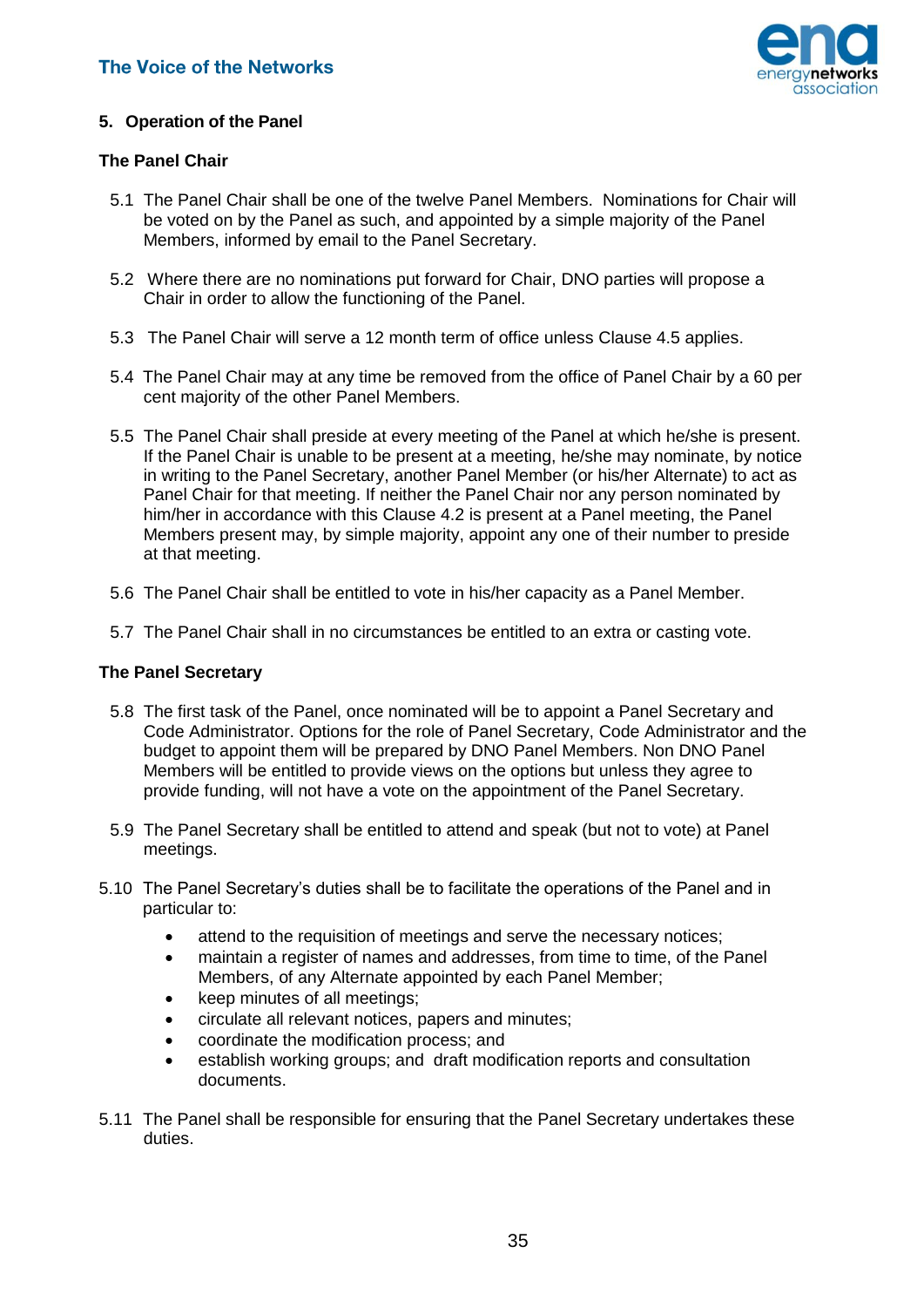## 5. Operation of the Panel

### The Panel Chair

5.1 The Panel Chair shall be one of the twelve Panel Members. Nominations for Chair will be voted on by the Panel as such, and appointed by a simple majority of the Panel Members, informed by email to the Panel Secretary.

5.2 Where there are no nominations put forward for Chair, DNO parties will propose a Chair in order to allow the functioning of the Panel.

5.3 The Panel Chair will serve a 12 month term of office unless Clause 4.5 applies.

5.4 The Panel Chair may at any time be removed from the office of Panel Chair by a 60 per cent majority of the other Panel Members.

5.5 The Panel Chair shall preside at every meeting of the Panel at which he/she is present. If the Panel Chair is unable to be present at a meeting, he/she may nominate, by notice in writing to the Panel Secretary, another Panel Member (or his/her Alternate) to act as Panel Chair for that meeting. If neither the Panel Chair nor any person nominated by him/her in accordance with this Clause 4.2 is present at a Panel meeting, the Panel Members present may, by simple majority, appoint any one of their number to preside at that meeting.

5.6 The Panel Chair shall be entitled to vote in his/her capacity as a Panel Member.

5.7 The Panel Chair shall in no circumstances be entitled to an extra or casting vote.

### The Panel Secretary

5.8 The first task of the Panel, once nominated will be to appoint a Panel Secretary and Code Administrator. Options for the role of Panel Secretary, Code Administrator and the budget to appoint them will be prepared by DNO Panel Members. Non DNO Panel Members will be entitled to provide views on the options but unless they agree to provide funding, will not have a vote on the appointment of the Panel Secretary.

5.9 The Panel Secretary shall be entitled to attend and speak (but not to vote) at Panel meetings.

5.10 The Panel Secretary's duties shall be to facilitate the operations of the Panel and in particular to:

- attend to the requisition of meetings and serve the necessary notices;
- maintain a register of names and addresses, from time to time, of the Panel Members, of any Alternate appointed by each Panel Member;
- keep minutes of all meetings;
- circulate all relevant notices, papers and minutes;
- coordinate the modification process; and
- establish working groups; and draft modification reports and consultation documents.

5.11 The Panel shall be responsible for ensuring that the Panel Secretary undertakes these duties.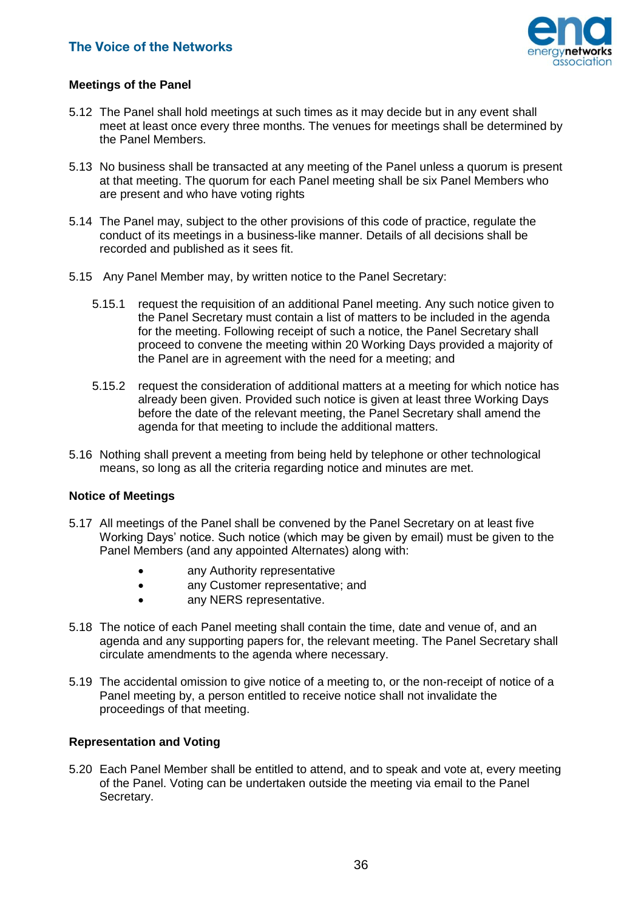**Meetings of the Panel**

5.12 The Panel shall hold meetings at such times as it may decide but in any event shall meet at least once every three months. The venues for meetings shall be determined by the Panel Members.

5.13 No business shall be transacted at any meeting of the Panel unless a quorum is present at that meeting. The quorum for each Panel meeting shall be six Panel Members who are present and who have voting rights

5.14 The Panel may, subject to the other provisions of this code of practice, regulate the conduct of its meetings in a business-like manner. Details of all decisions shall be recorded and published as it sees fit.

5.15 Any Panel Member may, by written notice to the Panel Secretary:

5.15.1 request the requisition of an additional Panel meeting. Any such notice given to the Panel Secretary must contain a list of matters to be included in the agenda for the meeting. Following receipt of such a notice, the Panel Secretary shall proceed to convene the meeting within 20 Working Days provided a majority of the Panel are in agreement with the need for a meeting; and

5.15.2 request the consideration of additional matters at a meeting for which notice has already been given. Provided such notice is given at least three Working Days before the date of the relevant meeting, the Panel Secretary shall amend the agenda for that meeting to include the additional matters.

5.16 Nothing shall prevent a meeting from being held by telephone or other technological means, so long as all the criteria regarding notice and minutes are met.

**Notice of Meetings**

5.17 All meetings of the Panel shall be convened by the Panel Secretary on at least five Working Days' notice. Such notice (which may be given by email) must be given to the Panel Members (and any appointed Alternates) along with:

- any Authority representative
- any Customer representative; and
- any NERS representative.

5.18 The notice of each Panel meeting shall contain the time, date and venue of, and an agenda and any supporting papers for, the relevant meeting. The Panel Secretary shall circulate amendments to the agenda where necessary.

5.19 The accidental omission to give notice of a meeting to, or the non-receipt of notice of a Panel meeting by, a person entitled to receive notice shall not invalidate the proceedings of that meeting.

**Representation and Voting**

5.20 Each Panel Member shall be entitled to attend, and to speak and vote at, every meeting of the Panel. Voting can be undertaken outside the meeting via email to the Panel Secretary.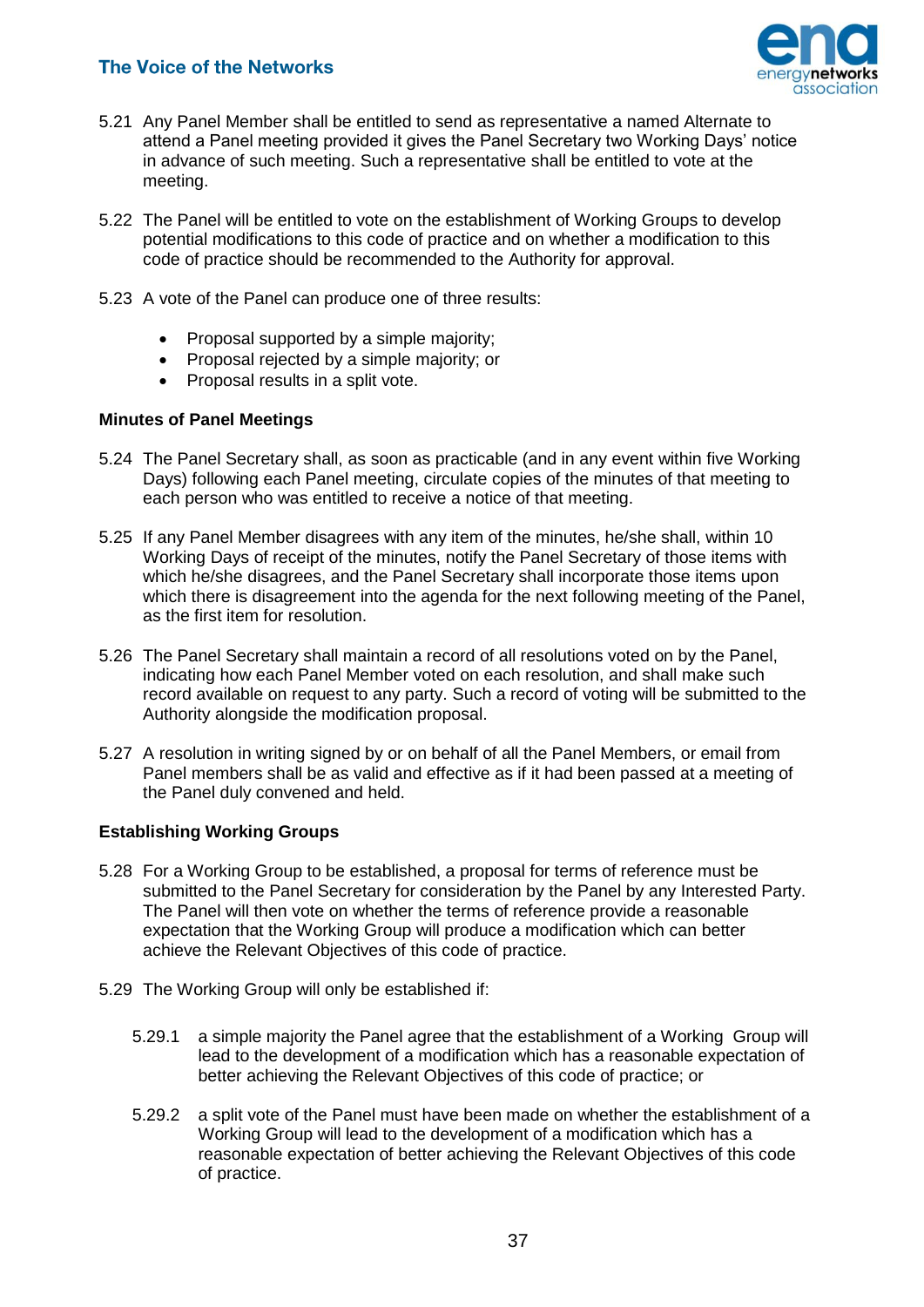5.21 Any Panel Member shall be entitled to send as representative a named Alternate to attend a Panel meeting provided it gives the Panel Secretary two Working Days' notice in advance of such meeting. Such a representative shall be entitled to vote at the meeting.

5.22 The Panel will be entitled to vote on the establishment of Working Groups to develop potential modifications to this code of practice and on whether a modification to this code of practice should be recommended to the Authority for approval.

5.23 A vote of the Panel can produce one of three results:

- Proposal supported by a simple majority;
- Proposal rejected by a simple majority; or
- Proposal results in a split vote.

**Minutes of Panel Meetings**

5.24 The Panel Secretary shall, as soon as practicable (and in any event within five Working Days) following each Panel meeting, circulate copies of the minutes of that meeting to each person who was entitled to receive a notice of that meeting.

5.25 If any Panel Member disagrees with any item of the minutes, he/she shall, within 10 Working Days of receipt of the minutes, notify the Panel Secretary of those items with which he/she disagrees, and the Panel Secretary shall incorporate those items upon which there is disagreement into the agenda for the next following meeting of the Panel, as the first item for resolution.

5.26 The Panel Secretary shall maintain a record of all resolutions voted on by the Panel, indicating how each Panel Member voted on each resolution, and shall make such record available on request to any party. Such a record of voting will be submitted to the Authority alongside the modification proposal.

5.27 A resolution in writing signed by or on behalf of all the Panel Members, or email from Panel members shall be as valid and effective as if it had been passed at a meeting of the Panel duly convened and held.

**Establishing Working Groups**

5.28 For a Working Group to be established, a proposal for terms of reference must be submitted to the Panel Secretary for consideration by the Panel by any Interested Party. The Panel will then vote on whether the terms of reference provide a reasonable expectation that the Working Group will produce a modification which can better achieve the Relevant Objectives of this code of practice.

5.29 The Working Group will only be established if:

5.29.1 a simple majority the Panel agree that the establishment of a Working Group will lead to the development of a modification which has a reasonable expectation of better achieving the Relevant Objectives of this code of practice; or

5.29.2 a split vote of the Panel must have been made on whether the establishment of a Working Group will lead to the development of a modification which has a reasonable expectation of better achieving the Relevant Objectives of this code of practice.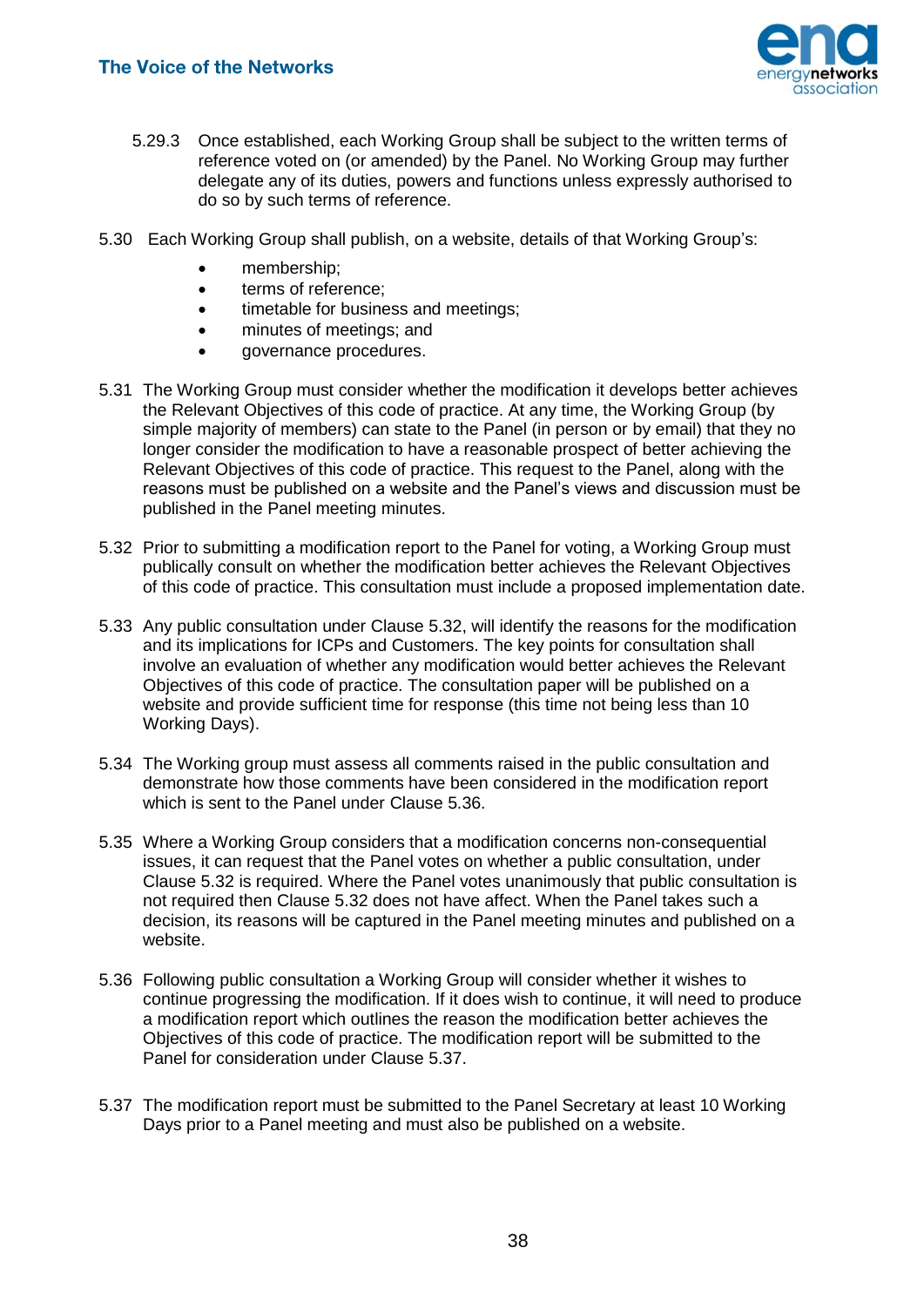5.29.3 Once established, each Working Group shall be subject to the written terms of reference voted on (or amended) by the Panel. No Working Group may further delegate any of its duties, powers and functions unless expressly authorised to do so by such terms of reference.

5.30 Each Working Group shall publish, on a website, details of that Working Group's:

- membership;
- terms of reference;
- timetable for business and meetings;
- minutes of meetings; and
- governance procedures.

5.31 The Working Group must consider whether the modification it develops better achieves the Relevant Objectives of this code of practice. At any time, the Working Group (by simple majority of members) can state to the Panel (in person or by email) that they no longer consider the modification to have a reasonable prospect of better achieving the Relevant Objectives of this code of practice. This request to the Panel, along with the reasons must be published on a website and the Panel's views and discussion must be published in the Panel meeting minutes.

5.32 Prior to submitting a modification report to the Panel for voting, a Working Group must publically consult on whether the modification better achieves the Relevant Objectives of this code of practice. This consultation must include a proposed implementation date.

5.33 Any public consultation under Clause 5.32, will identify the reasons for the modification and its implications for ICPs and Customers. The key points for consultation shall involve an evaluation of whether any modification would better achieves the Relevant Objectives of this code of practice. The consultation paper will be published on a website and provide sufficient time for response (this time not being less than 10 Working Days).

5.34 The Working group must assess all comments raised in the public consultation and demonstrate how those comments have been considered in the modification report which is sent to the Panel under Clause 5.36.

5.35 Where a Working Group considers that a modification concerns non-consequential issues, it can request that the Panel votes on whether a public consultation, under Clause 5.32 is required. Where the Panel votes unanimously that public consultation is not required then Clause 5.32 does not have affect. When the Panel takes such a decision, its reasons will be captured in the Panel meeting minutes and published on a website.

5.36 Following public consultation a Working Group will consider whether it wishes to continue progressing the modification. If it does wish to continue, it will need to produce a modification report which outlines the reason the modification better achieves the Objectives of this code of practice. The modification report will be submitted to the Panel for consideration under Clause 5.37.

5.37 The modification report must be submitted to the Panel Secretary at least 10 Working Days prior to a Panel meeting and must also be published on a website.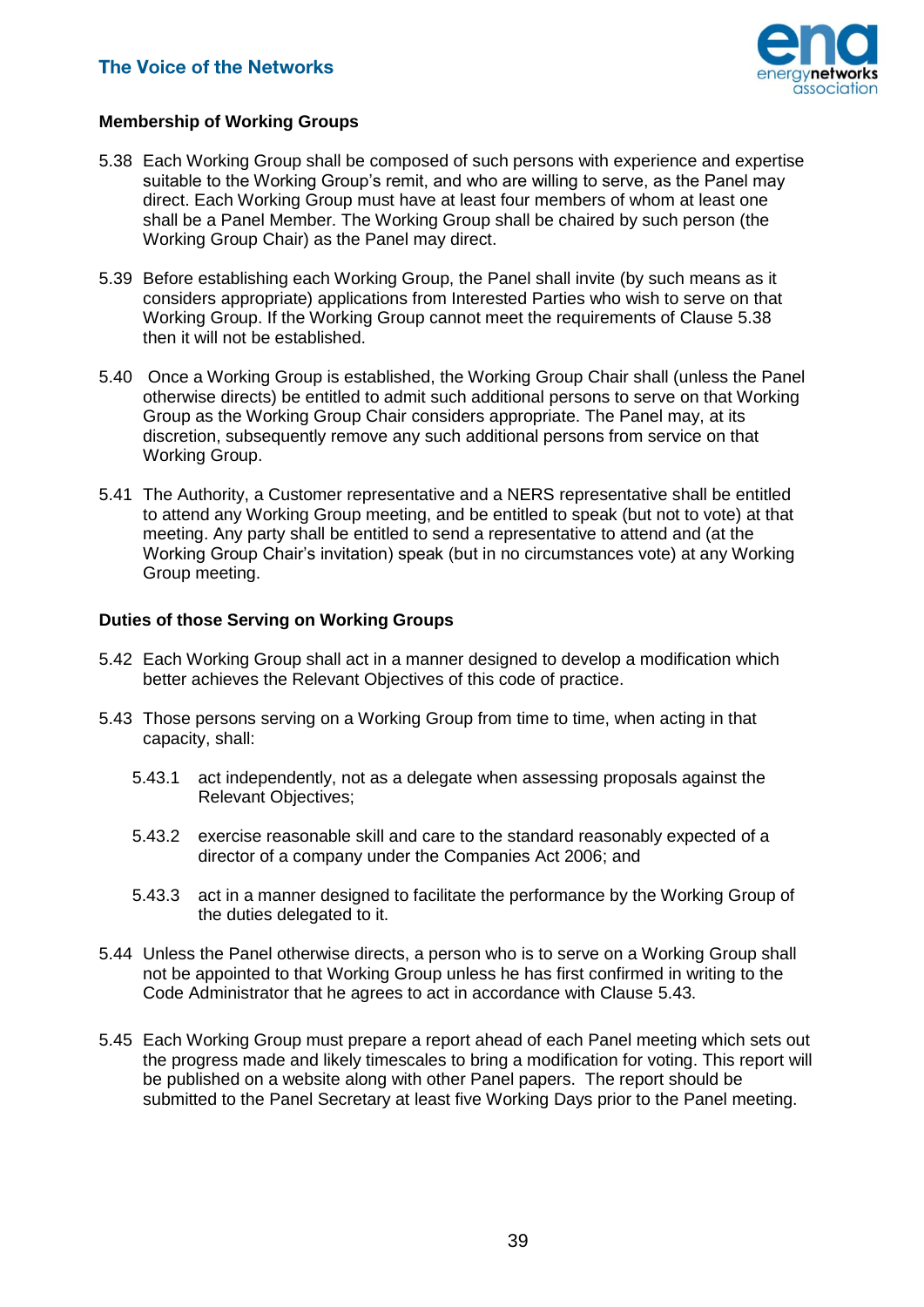**Membership of Working Groups**

5.38 Each Working Group shall be composed of such persons with experience and expertise suitable to the Working Group's remit, and who are willing to serve, as the Panel may direct. Each Working Group must have at least four members of whom at least one shall be a Panel Member. The Working Group shall be chaired by such person (the Working Group Chair) as the Panel may direct.

5.39 Before establishing each Working Group, the Panel shall invite (by such means as it considers appropriate) applications from Interested Parties who wish to serve on that Working Group. If the Working Group cannot meet the requirements of Clause 5.38 then it will not be established.

5.40 Once a Working Group is established, the Working Group Chair shall (unless the Panel otherwise directs) be entitled to admit such additional persons to serve on that Working Group as the Working Group Chair considers appropriate. The Panel may, at its discretion, subsequently remove any such additional persons from service on that Working Group.

5.41 The Authority, a Customer representative and a NERS representative shall be entitled to attend any Working Group meeting, and be entitled to speak (but not to vote) at that meeting. Any party shall be entitled to send a representative to attend and (at the Working Group Chair's invitation) speak (but in no circumstances vote) at any Working Group meeting.

**Duties of those Serving on Working Groups**

5.42 Each Working Group shall act in a manner designed to develop a modification which better achieves the Relevant Objectives of this code of practice.

5.43 Those persons serving on a Working Group from time to time, when acting in that capacity, shall:

5.43.1 act independently, not as a delegate when assessing proposals against the Relevant Objectives;

5.43.2 exercise reasonable skill and care to the standard reasonably expected of a director of a company under the Companies Act 2006; and

5.43.3 act in a manner designed to facilitate the performance by the Working Group of the duties delegated to it.

5.44 Unless the Panel otherwise directs, a person who is to serve on a Working Group shall not be appointed to that Working Group unless he has first confirmed in writing to the Code Administrator that he agrees to act in accordance with Clause 5.43.

5.45 Each Working Group must prepare a report ahead of each Panel meeting which sets out the progress made and likely timescales to bring a modification for voting. This report will be published on a website along with other Panel papers. The report should be submitted to the Panel Secretary at least five Working Days prior to the Panel meeting.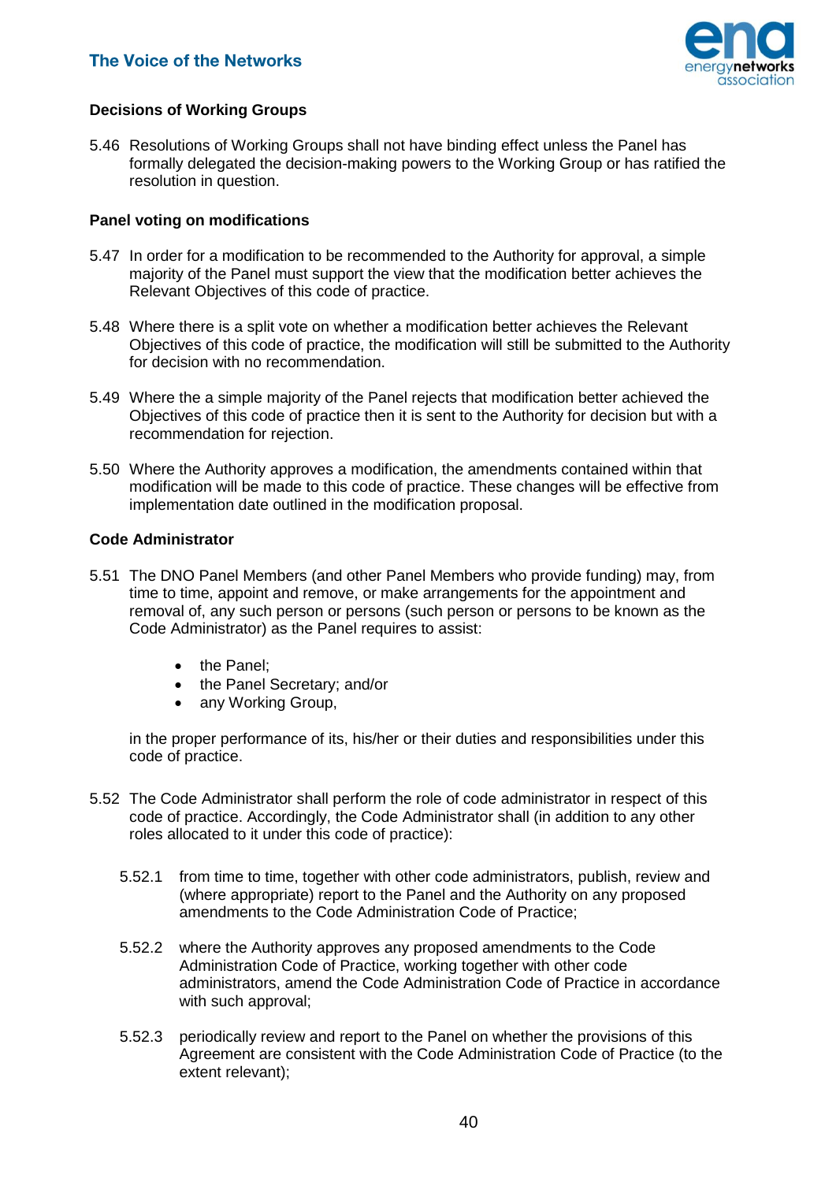### Decisions of Working Groups

5.46 Resolutions of Working Groups shall not have binding effect unless the Panel has formally delegated the decision-making powers to the Working Group or has ratified the resolution in question.

### Panel voting on modifications

5.47 In order for a modification to be recommended to the Authority for approval, a simple majority of the Panel must support the view that the modification better achieves the Relevant Objectives of this code of practice.

5.48 Where there is a split vote on whether a modification better achieves the Relevant Objectives of this code of practice, the modification will still be submitted to the Authority for decision with no recommendation.

5.49 Where the a simple majority of the Panel rejects that modification better achieved the Objectives of this code of practice then it is sent to the Authority for decision but with a recommendation for rejection.

5.50 Where the Authority approves a modification, the amendments contained within that modification will be made to this code of practice. These changes will be effective from implementation date outlined in the modification proposal.

### Code Administrator

5.51 The DNO Panel Members (and other Panel Members who provide funding) may, from time to time, appoint and remove, or make arrangements for the appointment and removal of, any such person or persons (such person or persons to be known as the Code Administrator) as the Panel requires to assist:

- the Panel;
- the Panel Secretary; and/or
- any Working Group,

in the proper performance of its, his/her or their duties and responsibilities under this code of practice.

5.52 The Code Administrator shall perform the role of code administrator in respect of this code of practice. Accordingly, the Code Administrator shall (in addition to any other roles allocated to it under this code of practice):

5.52.1 from time to time, together with other code administrators, publish, review and (where appropriate) report to the Panel and the Authority on any proposed amendments to the Code Administration Code of Practice;

5.52.2 where the Authority approves any proposed amendments to the Code Administration Code of Practice, working together with other code administrators, amend the Code Administration Code of Practice in accordance with such approval;

5.52.3 periodically review and report to the Panel on whether the provisions of this Agreement are consistent with the Code Administration Code of Practice (to the extent relevant);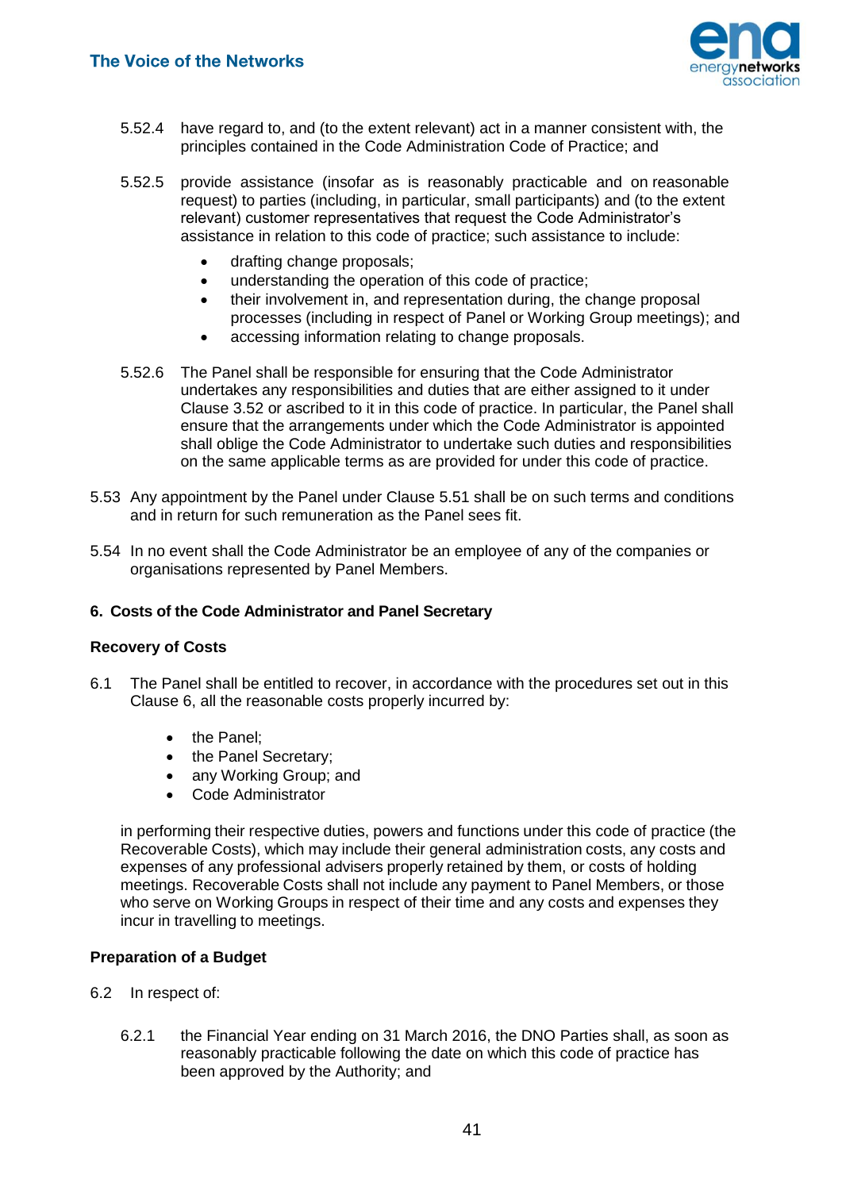5.52.4 have regard to, and (to the extent relevant) act in a manner consistent with, the principles contained in the Code Administration Code of Practice; and

5.52.5 provide assistance (insofar as is reasonably practicable and on reasonable request) to parties (including, in particular, small participants) and (to the extent relevant) customer representatives that request the Code Administrator's assistance in relation to this code of practice; such assistance to include:

- drafting change proposals;
- understanding the operation of this code of practice;
- their involvement in, and representation during, the change proposal processes (including in respect of Panel or Working Group meetings); and
- accessing information relating to change proposals.

5.52.6 The Panel shall be responsible for ensuring that the Code Administrator undertakes any responsibilities and duties that are either assigned to it under Clause 3.52 or ascribed to it in this code of practice. In particular, the Panel shall ensure that the arrangements under which the Code Administrator is appointed shall oblige the Code Administrator to undertake such duties and responsibilities on the same applicable terms as are provided for under this code of practice.

5.53 Any appointment by the Panel under Clause 5.51 shall be on such terms and conditions and in return for such remuneration as the Panel sees fit.

5.54 In no event shall the Code Administrator be an employee of any of the companies or organisations represented by Panel Members.

## 6. Costs of the Code Administrator and Panel Secretary

### Recovery of Costs

6.1 The Panel shall be entitled to recover, in accordance with the procedures set out in this Clause 6, all the reasonable costs properly incurred by:

- the Panel;
- the Panel Secretary;
- any Working Group; and
- Code Administrator

in performing their respective duties, powers and functions under this code of practice (the Recoverable Costs), which may include their general administration costs, any costs and expenses of any professional advisers properly retained by them, or costs of holding meetings. Recoverable Costs shall not include any payment to Panel Members, or those who serve on Working Groups in respect of their time and any costs and expenses they incur in travelling to meetings.

### Preparation of a Budget

6.2 In respect of:

6.2.1 the Financial Year ending on 31 March 2016, the DNO Parties shall, as soon as reasonably practicable following the date on which this code of practice has been approved by the Authority; and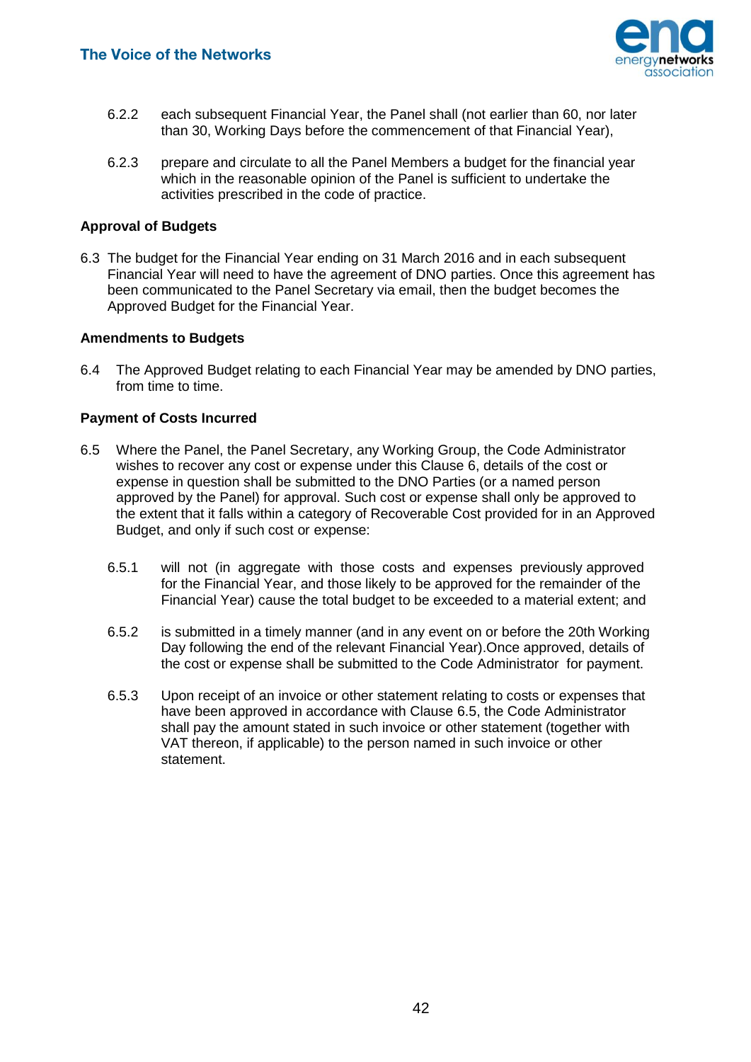6.2.2 each subsequent Financial Year, the Panel shall (not earlier than 60, nor later than 30, Working Days before the commencement of that Financial Year),

6.2.3 prepare and circulate to all the Panel Members a budget for the financial year which in the reasonable opinion of the Panel is sufficient to undertake the activities prescribed in the code of practice.

**Approval of Budgets**

6.3 The budget for the Financial Year ending on 31 March 2016 and in each subsequent Financial Year will need to have the agreement of DNO parties. Once this agreement has been communicated to the Panel Secretary via email, then the budget becomes the Approved Budget for the Financial Year.

**Amendments to Budgets**

6.4 The Approved Budget relating to each Financial Year may be amended by DNO parties, from time to time.

**Payment of Costs Incurred**

6.5 Where the Panel, the Panel Secretary, any Working Group, the Code Administrator wishes to recover any cost or expense under this Clause 6, details of the cost or expense in question shall be submitted to the DNO Parties (or a named person approved by the Panel) for approval. Such cost or expense shall only be approved to the extent that it falls within a category of Recoverable Cost provided for in an Approved Budget, and only if such cost or expense:

6.5.1 will not (in aggregate with those costs and expenses previously approved for the Financial Year, and those likely to be approved for the remainder of the Financial Year) cause the total budget to be exceeded to a material extent; and

6.5.2 is submitted in a timely manner (and in any event on or before the 20th Working Day following the end of the relevant Financial Year).Once approved, details of the cost or expense shall be submitted to the Code Administrator for payment.

6.5.3 Upon receipt of an invoice or other statement relating to costs or expenses that have been approved in accordance with Clause 6.5, the Code Administrator shall pay the amount stated in such invoice or other statement (together with VAT thereon, if applicable) to the person named in such invoice or other statement.